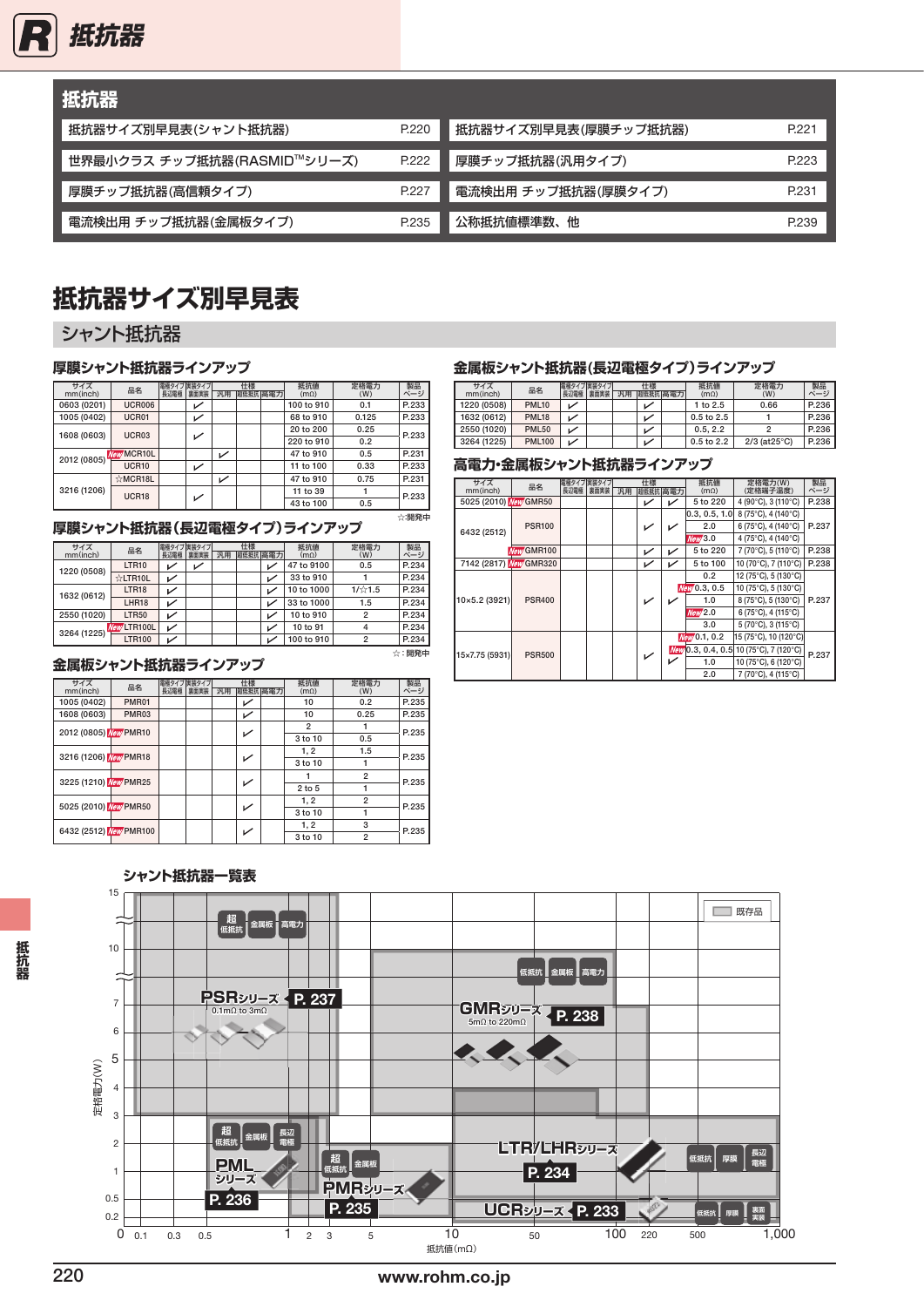# 抵抗器

## 抵抗器

| | | | |
|---|---|---|---|
| 抵抗器サイズ別早見表(シャント抵抗器) | P.220 | 抵抗器サイズ別早見表(厚膜チップ抵抗器) | P.221 |
| 世界最小クラス チップ抵抗器(RASMID™シリーズ) | P.222 | 厚膜チップ抵抗器(汎用タイプ) | P.223 |
| 厚膜チップ抵抗器(高信頼タイプ) | P.227 | 電流検出用 チップ抵抗器(厚膜タイプ) | P.231 |
| 電流検出用 チップ抵抗器(金属板タイプ) | P.235 | 公称抵抗値標準数、他 | P.239 |

# 抵抗器サイズ別早見表

## シャント抵抗器

### 厚膜シャント抵抗器ラインアップ

| サイズ mm(inch) | 品名 | 電極タイプ 長辺電極 | 実装タイプ 裏面実装 | 仕様 汎用 | 仕様 超低抵抗 | 仕様 高電力 | 抵抗値 (mΩ) | 定格電力 (W) | 製品ページ |
|---|---|---|---|---|---|---|---|---|---|
| 0603 (0201) | UCR006 | | ✓ | | | | 100 to 910 | 0.1 | P.233 |
| 1005 (0402) | UCR01 | | ✓ | | | | 68 to 910 | 0.125 | P.233 |
| 1608 (0603) | UCR03 | | ✓ | | | | 20 to 200 | 0.25 | P.233 |
| | | | | | | | 220 to 910 | 0.2 | |
| 2012 (0805) | New MCR10L | | | ✓ | | | 47 to 910 | 0.5 | P.231 |
| | UCR10 | | ✓ | | | | 11 to 100 | 0.33 | P.233 |
| 3216 (1206) | ☆MCR18L | | | ✓ | | | 47 to 910 | 0.75 | P.231 |
| | UCR18 | | ✓ | | | | 11 to 39 | 1 | P.233 |
| | | | | | | | 43 to 100 | 0.5 | |

☆:開発中

### 厚膜シャント抵抗器(長辺電極タイプ)ラインアップ

| サイズ mm(inch) | 品名 | 電極タイプ 長辺電極 | 実装タイプ 裏面実装 | 仕様 汎用 | 仕様 超低抵抗 | 仕様 高電力 | 抵抗値 (mΩ) | 定格電力 (W) | 製品ページ |
|---|---|---|---|---|---|---|---|---|---|
| 1220 (0508) | LTR10 | ✓ | ✓ | | | ✓ | 47 to 9100 | 0.5 | P.234 |
| | ☆LTR10L | ✓ | | | | ✓ | 33 to 910 | 1 | P.234 |
| 1632 (0612) | LTR18 | ✓ | | | | ✓ | 10 to 1000 | 1/☆1.5 | P.234 |
| | LHR18 | ✓ | | | | ✓ | 33 to 1000 | 1.5 | P.234 |
| 2550 (1020) | LTR50 | ✓ | | | | ✓ | 10 to 910 | 2 | P.234 |
| 3264 (1225) | New LTR100L | ✓ | | | | ✓ | 10 to 91 | 4 | P.234 |
| | LTR100 | ✓ | | | | ✓ | 100 to 910 | 2 | P.234 |

☆:開発中

### 金属板シャント抵抗器ラインアップ

| サイズ mm(inch) | 品名 | 電極タイプ 長辺電極 | 実装タイプ 裏面実装 | 仕様 汎用 | 仕様 超低抵抗 | 仕様 高電力 | 抵抗値 (mΩ) | 定格電力 (W) | 製品ページ |
|---|---|---|---|---|---|---|---|---|---|
| 1005 (0402) | PMR01 | | | | ✓ | | 10 | 0.2 | P.235 |
| 1608 (0603) | PMR03 | | | | ✓ | | 10 | 0.25 | P.235 |
| 2012 (0805) | New PMR10 | | | | ✓ | | 2 | 1 | P.235 |
| | | | | | | | 3 to 10 | 0.5 | |
| 3216 (1206) | New PMR18 | | | | ✓ | | 1, 2 | 1.5 | P.235 |
| | | | | | | | 3 to 10 | 1 | |
| 3225 (1210) | New PMR25 | | | | ✓ | | 1 | 2 | P.235 |
| | | | | | | | 2 to 5 | 1 | |
| 5025 (2010) | New PMR50 | | | | ✓ | | 1, 2 | 2 | P.235 |
| | | | | | | | 3 to 10 | 1 | |
| 6432 (2512) | New PMR100 | | | | ✓ | | 1, 2 | 3 | P.235 |
| | | | | | | | 3 to 10 | 2 | |

### 金属板シャント抵抗器(長辺電極タイプ)ラインアップ

| サイズ mm(inch) | 品名 | 電極タイプ 長辺電極 | 実装タイプ 裏面実装 | 仕様 汎用 | 仕様 超低抵抗 | 仕様 高電力 | 抵抗値 (mΩ) | 定格電力 (W) | 製品ページ |
|---|---|---|---|---|---|---|---|---|---|
| 1220 (0508) | PML10 | ✓ | | | ✓ | | 1 to 2.5 | 0.66 | P.236 |
| 1632 (0612) | PML18 | ✓ | | | ✓ | | 0.5 to 2.5 | 1 | P.236 |
| 2550 (1020) | PML50 | ✓ | | | ✓ | | 0.5, 2.2 | 2 | P.236 |
| 3264 (1225) | PML100 | ✓ | | | ✓ | | 0.5 to 2.2 | 2/3 (at25°C) | P.236 |

### 高電力・金属板シャント抵抗器ラインアップ

| サイズ mm(inch) | 品名 | 電極タイプ 長辺電極 | 実装タイプ 裏面実装 | 仕様 汎用 | 仕様 超低抵抗 | 仕様 高電力 | 抵抗値 (mΩ) | 定格電力(W) (定格端子温度) | 製品ページ |
|---|---|---|---|---|---|---|---|---|---|
| 5025 (2010) | New GMR50 | | | | ✓ | ✓ | 5 to 220 | 4 (90°C), 3 (110°C) | P.238 |
| 6432 (2512) | PSR100 | | | | ✓ | ✓ | 0.3, 0.5, 1.0 | 8 (75°C), 4 (140°C) | P.237 |
| | | | | | | | 2.0 | 6 (75°C), 4 (140°C) | |
| | | | | | | | New 3.0 | 4 (75°C), 4 (140°C) | |
| | New GMR100 | | | | ✓ | ✓ | 5 to 220 | 7 (70°C), 5 (110°C) | P.238 |
| 7142 (2817) | New GMR320 | | | | ✓ | ✓ | 5 to 100 | 10 (70°C), 7 (110°C) | P.238 |
| 10×5.2 (3921) | PSR400 | | | | ✓ | ✓ | 0.2 | 12 (75°C), 5 (130°C) | P.237 |
| | | | | | | | New 0.3, 0.5 | 10 (75°C), 5 (130°C) | |
| | | | | | | | 1.0 | 8 (75°C), 5 (130°C) | |
| | | | | | | | New 2.0 | 6 (75°C), 4 (115°C) | |
| | | | | | | | 3.0 | 5 (70°C), 3 (115°C) | |
| 15×7.75 (5931) | PSR500 | | | | ✓ | ✓ | New 0.1, 0.2 | 15 (75°C), 10 (120°C) | P.237 |
| | | | | | | | New 0.3, 0.4, 0.5 | 10 (75°C), 7 (120°C) | |
| | | | | | | | 1.0 | 10 (75°C), 6 (120°C) | |
| | | | | | | | 2.0 | 7 (70°C), 4 (115°C) | |

### シャント抵抗器一覧表

- PSRシリーズ P.237 — 0.1mΩ to 3mΩ(超低抵抗・金属板・高電力)
- GMRシリーズ P.238 — 5mΩ to 220mΩ(低抵抗・金属板・高電力)
- PMLシリーズ P.236(超低抵抗・金属板・長辺電極)
- PMRシリーズ P.235(超低抵抗・金属板)
- LTR/LHRシリーズ P.234(低抵抗・厚膜・長辺電極)
- UCRシリーズ P.233(低抵抗・厚膜・裏面実装)

既存品

縦軸:定格電力(W) 0, 0.2, 0.5, 1, 2, 3, 4, 5, 6, 7, 10, 15
横軸:抵抗値(mΩ) 0, 0.1, 0.3, 0.5, 1, 2, 3, 5, 10, 50, 100, 220, 500, 1,000

www.rohm.co.jp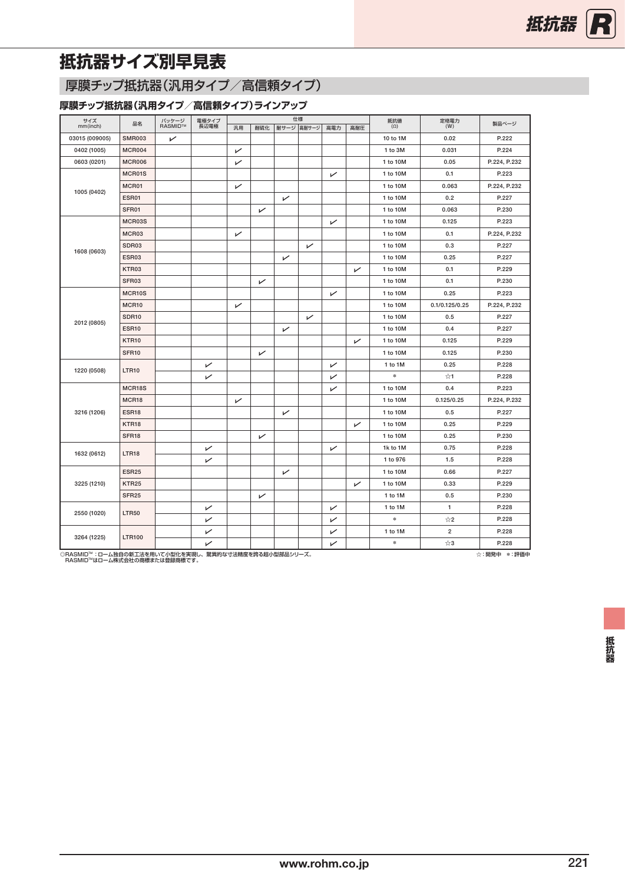# 抵抗器サイズ別早見表

## 厚膜チップ抵抗器（汎用タイプ／高信頼タイプ）

### 厚膜チップ抵抗器（汎用タイプ／高信頼タイプ）ラインアップ

| サイズ mm(inch) | 品名 | パッケージ RASMID™ | 電極タイプ 長辺電極 | 仕様 | | | | | | 抵抗値 (Ω) | 定格電力 (W) | 製品ページ |
|---|---|---|---|---|---|---|---|---|---|---|---|---|
| | | | | 汎用 | 耐硫化 | 耐サージ | 高耐サージ | 高電力 | 高耐圧 | | | |
| 03015 (009005) | SMR003 | ✓ | | | | | | | | 10 to 1M | 0.02 | P.222 |
| 0402 (1005) | MCR004 | | | ✓ | | | | | | 1 to 3M | 0.031 | P.224 |
| 0603 (0201) | MCR006 | | | ✓ | | | | | | 1 to 10M | 0.05 | P.224, P.232 |
| 1005 (0402) | MCR01S | | | | | | | ✓ | | 1 to 10M | 0.1 | P.223 |
| | MCR01 | | | ✓ | | | | | | 1 to 10M | 0.063 | P.224, P.232 |
| | ESR01 | | | | | ✓ | | | | 1 to 10M | 0.2 | P.227 |
| | SFR01 | | | | ✓ | | | | | 1 to 10M | 0.063 | P.230 |
| 1608 (0603) | MCR03S | | | | | | | ✓ | | 1 to 10M | 0.125 | P.223 |
| | MCR03 | | | ✓ | | | | | | 1 to 10M | 0.1 | P.224, P.232 |
| | SDR03 | | | | | | ✓ | | | 1 to 10M | 0.3 | P.227 |
| | ESR03 | | | | | ✓ | | | | 1 to 10M | 0.25 | P.227 |
| | KTR03 | | | | | | | | ✓ | 1 to 10M | 0.1 | P.229 |
| | SFR03 | | | | ✓ | | | | | 1 to 10M | 0.1 | P.230 |
| 2012 (0805) | MCR10S | | | | | | | ✓ | | 1 to 10M | 0.25 | P.223 |
| | MCR10 | | | ✓ | | | | | | 1 to 10M | 0.1/0.125/0.25 | P.224, P.232 |
| | SDR10 | | | | | | ✓ | | | 1 to 10M | 0.5 | P.227 |
| | ESR10 | | | | | ✓ | | | | 1 to 10M | 0.4 | P.227 |
| | KTR10 | | | | | | | | ✓ | 1 to 10M | 0.125 | P.229 |
| | SFR10 | | | | ✓ | | | | | 1 to 10M | 0.125 | P.230 |
| 1220 (0508) | LTR10 | | ✓ | | | | | ✓ | | 1 to 1M | 0.25 | P.228 |
| | | | ✓ | | | | | ✓ | | * | ☆1 | P.228 |
| 3216 (1206) | MCR18S | | | | | | | ✓ | | 1 to 10M | 0.4 | P.223 |
| | MCR18 | | | ✓ | | | | | | 1 to 10M | 0.125/0.25 | P.224, P.232 |
| | ESR18 | | | | | ✓ | | | | 1 to 10M | 0.5 | P.227 |
| | KTR18 | | | | | | | | ✓ | 1 to 10M | 0.25 | P.229 |
| | SFR18 | | | | ✓ | | | | | 1 to 10M | 0.25 | P.230 |
| 1632 (0612) | LTR18 | | ✓ | | | | | ✓ | | 1k to 1M | 0.75 | P.228 |
| | | | ✓ | | | | | | | 1 to 976 | 1.5 | P.228 |
| 3225 (1210) | ESR25 | | | | | ✓ | | | | 1 to 10M | 0.66 | P.227 |
| | KTR25 | | | | | | | | ✓ | 1 to 10M | 0.33 | P.229 |
| | SFR25 | | | | ✓ | | | | | 1 to 1M | 0.5 | P.230 |
| 2550 (1020) | LTR50 | | ✓ | | | | | ✓ | | 1 to 1M | 1 | P.228 |
| | | | ✓ | | | | | ✓ | | * | ☆2 | P.228 |
| 3264 (1225) | LTR100 | | ✓ | | | | | ✓ | | 1 to 1M | 2 | P.228 |
| | | | ✓ | | | | | ✓ | | * | ☆3 | P.228 |

◎RASMID™：ローム独自の新工法を用いて小型化を実現し、驚異的な寸法精度を誇る超小型部品シリーズ。
RASMID™はローム株式会社の商標または登録商標です。

☆：開発中　*：評価中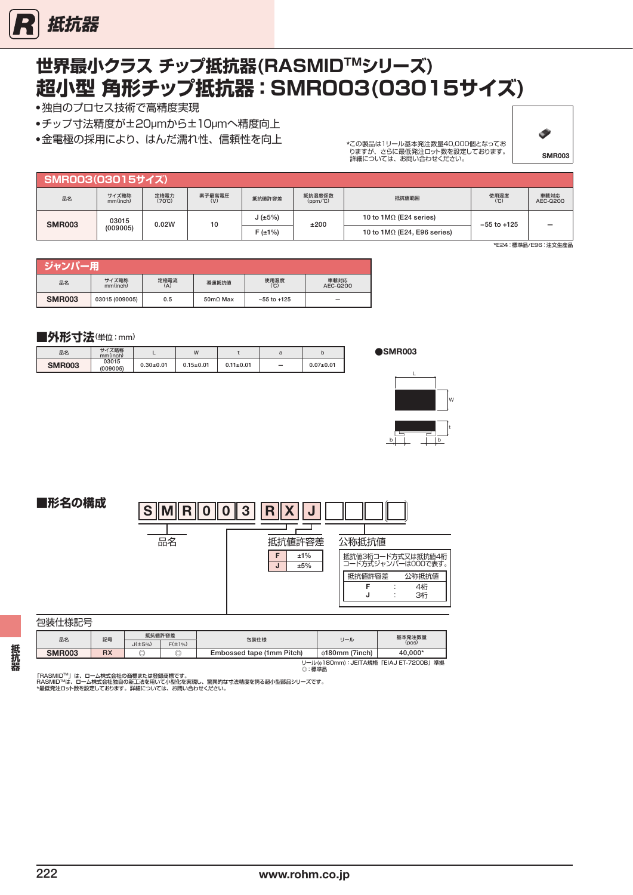# 世界最小クラス チップ抵抗器(RASMID™シリーズ)
# 超小型 角形チップ抵抗器：SMR003(03015サイズ)

- 独自のプロセス技術で高精度実現
- チップ寸法精度が±20μmから±10μmへ精度向上
- 金電極の採用により、はんだ濡れ性、信頼性を向上

*この製品は1リール基本発注数量40,000個となっておりますが、さらに最低発注ロット数を設定しております。詳細については、お問い合わせください。

SMR003

## SMR003(03015サイズ)

| 品名 | サイズ略称 mm(inch) | 定格電力 (70℃) | 素子最高電圧 (V) | 抵抗値許容差 | 抵抗温度係数 (ppm/℃) | 抵抗値範囲 | 使用温度 (℃) | 車載対応 AEC-Q200 |
|---|---|---|---|---|---|---|---|---|
| SMR003 | 03015 (009005) | 0.02W | 10 | J (±5%) | ±200 | 10 to 1MΩ (E24 series) | −55 to +125 | − |
| | | | | F (±1%) | | 10 to 1MΩ (E24, E96 series) | | |

*E24：標準品/E96：注文生産品

## ジャンパー用

| 品名 | サイズ略称 mm(inch) | 定格電流 (A) | 導通抵抗値 | 使用温度 (℃) | 車載対応 AEC-Q200 |
|---|---|---|---|---|---|
| SMR003 | 03015 (009005) | 0.5 | 50mΩ Max | −55 to +125 | − |

## ■外形寸法(単位：mm)

| 品名 | サイズ略称 mm(inch) | L | W | t | a | b |
|---|---|---|---|---|---|---|
| SMR003 | 03015 (009005) | 0.30±0.01 | 0.15±0.01 | 0.11±0.01 | − | 0.07±0.01 |

●SMR003

## ■形名の構成

S M R 0 0 3 R X J □□□□

- 品名：SMR003
- 包装仕様記号：RX
- 抵抗値許容差

| | |
|---|---|
| F | ±1% |
| J | ±5% |

- 公称抵抗値

抵抗値3桁コード方式又は抵抗値4桁コード方式ジャンパーは000で表す。

| 抵抗値許容差 | | 公称抵抗値 |
|---|---|---|
| F | : | 4桁 |
| J | : | 3桁 |

包装仕様記号

| 品名 | 記号 | 抵抗値許容差 J(±5%) | 抵抗値許容差 F(±1%) | 包装仕様 | リール | 基本発注数量 (pcs) |
|---|---|---|---|---|---|---|
| SMR003 | RX | ◎ | ◎ | Embossed tape (1mm Pitch) | φ180mm (7inch) | 40,000* |

リール(φ180mm)：JEITA規格「EIAJ ET-7200B」準拠
◎：標準品

「RASMID™」は、ローム株式会社の商標または登録商標です。
RASMID™は、ローム株式会社独自の新工法を用いて小型化を実現し、驚異的な寸法精度を誇る超小型部品シリーズです。
*最低発注ロット数を設定しております。詳細については、お問い合わせください。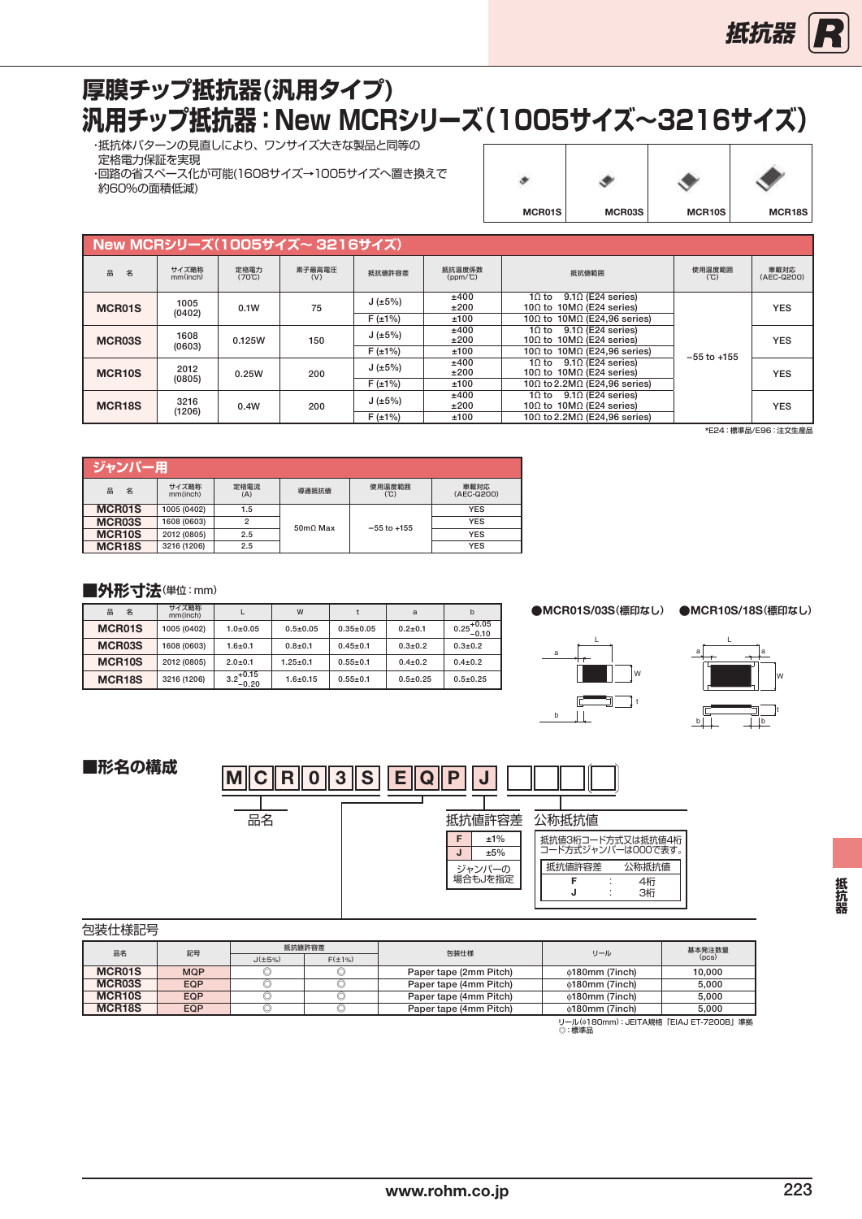# 厚膜チップ抵抗器(汎用タイプ)
# 汎用チップ抵抗器：New MCRシリーズ(1005サイズ~3216サイズ)

・抵抗体パターンの見直しにより、ワンサイズ大きな製品と同等の定格電力保証を実現
・回路の省スペース化が可能(1608サイズ→1005サイズへ置き換えで約60%の面積低減)

MCR01S　MCR03S　MCR10S　MCR18S

## New MCRシリーズ(1005サイズ~ 3216サイズ)

| 品　名 | サイズ略称 mm(inch) | 定格電力 (70℃) | 素子最高電圧 (V) | 抵抗値許容差 | 抵抗温度係数 (ppm/℃) | 抵抗値範囲 | 使用温度範囲 (℃) | 車載対応 (AEC-Q200) |
|---|---|---|---|---|---|---|---|---|
| MCR01S | 1005 (0402) | 0.1W | 75 | J (±5%) | ±400 | 1Ω to 9.1Ω (E24 series) | −55 to +155 | YES |
| | | | | | ±200 | 10Ω to 10MΩ (E24 series) | | |
| | | | | F (±1%) | ±100 | 10Ω to 10MΩ (E24,96 series) | | |
| MCR03S | 1608 (0603) | 0.125W | 150 | J (±5%) | ±400 | 1Ω to 9.1Ω (E24 series) | | YES |
| | | | | | ±200 | 10Ω to 10MΩ (E24 series) | | |
| | | | | F (±1%) | ±100 | 10Ω to 10MΩ (E24,96 series) | | |
| MCR10S | 2012 (0805) | 0.25W | 200 | J (±5%) | ±400 | 1Ω to 9.1Ω (E24 series) | | YES |
| | | | | | ±200 | 10Ω to 10MΩ (E24 series) | | |
| | | | | F (±1%) | ±100 | 10Ω to 2.2MΩ (E24,96 series) | | |
| MCR18S | 3216 (1206) | 0.4W | 200 | J (±5%) | ±400 | 1Ω to 9.1Ω (E24 series) | | YES |
| | | | | | ±200 | 10Ω to 10MΩ (E24 series) | | |
| | | | | F (±1%) | ±100 | 10Ω to 2.2MΩ (E24,96 series) | | |

*E24：標準品/E96：注文生産品

## ジャンパー用

| 品　名 | サイズ略称 mm(inch) | 定格電流 (A) | 導通抵抗値 | 使用温度範囲 (℃) | 車載対応 (AEC-Q200) |
|---|---|---|---|---|---|
| MCR01S | 1005 (0402) | 1.5 | 50mΩ Max | −55 to +155 | YES |
| MCR03S | 1608 (0603) | 2 | | | YES |
| MCR10S | 2012 (0805) | 2.5 | | | YES |
| MCR18S | 3216 (1206) | 2.5 | | | YES |

## ■外形寸法(単位：mm)

| 品　名 | サイズ略称 mm(inch) | L | W | t | a | b |
|---|---|---|---|---|---|---|
| MCR01S | 1005 (0402) | 1.0±0.05 | 0.5±0.05 | 0.35±0.05 | 0.2±0.1 | $0.25^{+0.05}_{-0.10}$ |
| MCR03S | 1608 (0603) | 1.6±0.1 | 0.8±0.1 | 0.45±0.1 | 0.3±0.2 | 0.3±0.2 |
| MCR10S | 2012 (0805) | 2.0±0.1 | 1.25±0.1 | 0.55±0.1 | 0.4±0.2 | 0.4±0.2 |
| MCR18S | 3216 (1206) | $3.2^{+0.15}_{-0.20}$ | 1.6±0.15 | 0.55±0.1 | 0.5±0.25 | 0.5±0.25 |

●MCR01S/03S(標印なし)　●MCR10S/18S(標印なし)

## ■形名の構成

M C R 0 3 S　E Q P　J　□□□□

- 品名：MCR03S
- 包装仕様記号：EQP
- 抵抗値許容差：

| | |
|---|---|
| F | ±1% |
| J | ±5% |

ジャンパーの場合もJを指定

- 公称抵抗値：抵抗値3桁コード方式又は抵抗値4桁コード方式ジャンパーは000です。

| 抵抗値許容差 | 公称抵抗値 |
|---|---|
| F | 4桁 |
| J | 3桁 |

包装仕様記号

| 品名 | 記号 | 抵抗値許容差 J(±5%) | 抵抗値許容差 F(±1%) | 包装仕様 | リール | 基本発注数量 (pcs) |
|---|---|---|---|---|---|---|
| MCR01S | MQP | ◎ | ◎ | Paper tape (2mm Pitch) | φ180mm (7inch) | 10,000 |
| MCR03S | EQP | ◎ | ◎ | Paper tape (4mm Pitch) | φ180mm (7inch) | 5,000 |
| MCR10S | EQP | ◎ | ◎ | Paper tape (4mm Pitch) | φ180mm (7inch) | 5,000 |
| MCR18S | EQP | ◎ | ◎ | Paper tape (4mm Pitch) | φ180mm (7inch) | 5,000 |

リール(φ180mm)：JEITA規格「EIAJ ET-7200B」準拠
◎：標準品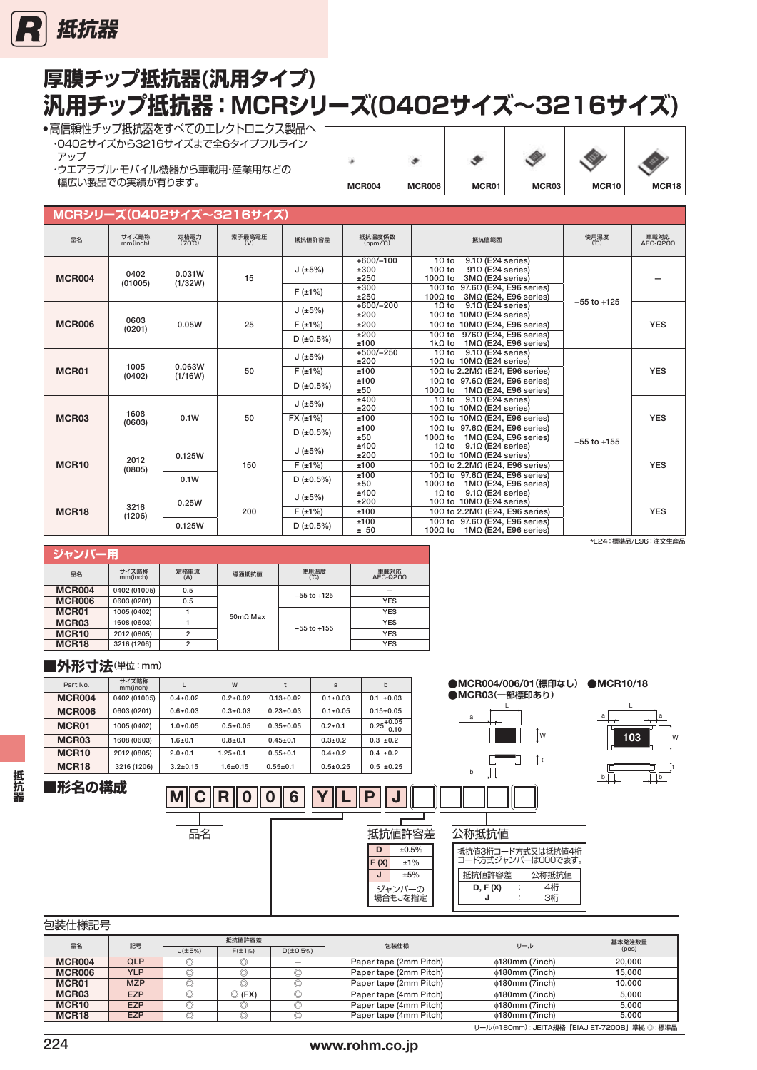# 厚膜チップ抵抗器(汎用タイプ)
# 汎用チップ抵抗器：MCRシリーズ(0402サイズ～3216サイズ)

- 高信頼性チップ抵抗器をすべてのエレクトロニクス製品へ
  - ･0402サイズから3216サイズまで全6タイプフルラインアップ
  - ･ウエアラブル･モバイル機器から車載用･産業用などの幅広い製品での実績が有ります。

MCR004　MCR006　MCR01　MCR03　MCR10　MCR18

## MCRシリーズ(0402サイズ～3216サイズ)

| 品名 | サイズ略称 mm(inch) | 定格電力 (70℃) | 素子最高電圧 (V) | 抵抗値許容差 | 抵抗温度係数 (ppm/℃) | 抵抗値範囲 | 使用温度 (℃) | 車載対応 AEC-Q200 |
|---|---|---|---|---|---|---|---|---|
| MCR004 | 0402 (01005) | 0.031W (1/32W) | 15 | J (±5%) | +600/−100<br>±300<br>±250 | 1Ω to 9.1Ω (E24 series)<br>10Ω to 91Ω (E24 series)<br>100Ω to 3MΩ (E24 series) | −55 to +125 | − |
| | | | | F (±1%) | ±300<br>±250 | 10Ω to 97.6Ω (E24, E96 series)<br>100Ω to 3MΩ (E24, E96 series) | | |
| MCR006 | 0603 (0201) | 0.05W | 25 | J (±5%) | +600/−200<br>±200 | 1Ω to 9.1Ω (E24 series)<br>10Ω to 10MΩ (E24 series) | | YES |
| | | | | F (±1%) | ±200 | 10Ω to 10MΩ (E24, E96 series) | | |
| | | | | D (±0.5%) | ±200<br>±100 | 10Ω to 976Ω (E24, E96 series)<br>1kΩ to 1MΩ (E24, E96 series) | | |
| MCR01 | 1005 (0402) | 0.063W (1/16W) | 50 | J (±5%) | +500/−250<br>±200 | 1Ω to 9.1Ω (E24 series)<br>10Ω to 10MΩ (E24 series) | −55 to +155 | YES |
| | | | | F (±1%) | ±100 | 10Ω to 2.2MΩ (E24, E96 series) | | |
| | | | | D (±0.5%) | ±100<br>±50 | 10Ω to 97.6Ω (E24, E96 series)<br>100Ω to 1MΩ (E24, E96 series) | | |
| MCR03 | 1608 (0603) | 0.1W | 50 | J (±5%) | ±400<br>±200 | 1Ω to 9.1Ω (E24 series)<br>10Ω to 10MΩ (E24 series) | | YES |
| | | | | FX (±1%) | ±100 | 10Ω to 10MΩ (E24, E96 series) | | |
| | | | | D (±0.5%) | ±100<br>±50 | 10Ω to 97.6Ω (E24, E96 series)<br>100Ω to 1MΩ (E24, E96 series) | | |
| MCR10 | 2012 (0805) | 0.125W | 150 | J (±5%) | ±400<br>±200 | 1Ω to 9.1Ω (E24 series)<br>10Ω to 10MΩ (E24 series) | | YES |
| | | | | F (±1%) | ±100 | 10Ω to 2.2MΩ (E24, E96 series) | | |
| | | 0.1W | | D (±0.5%) | ±100<br>±50 | 10Ω to 97.6Ω (E24, E96 series)<br>100Ω to 1MΩ (E24, E96 series) | | |
| MCR18 | 3216 (1206) | 0.25W | 200 | J (±5%) | ±400<br>±200 | 1Ω to 9.1Ω (E24 series)<br>10Ω to 10MΩ (E24 series) | | YES |
| | | | | F (±1%) | ±100 | 10Ω to 2.2MΩ (E24, E96 series) | | |
| | | 0.125W | | D (±0.5%) | ±100<br>± 50 | 10Ω to 97.6Ω (E24, E96 series)<br>100Ω to 1MΩ (E24, E96 series) | | |

*E24：標準品/E96：注文生産品

## ジャンパー用

| 品名 | サイズ略称 mm(inch) | 定格電流 (A) | 導通抵抗値 | 使用温度 (℃) | 車載対応 AEC-Q200 |
|---|---|---|---|---|---|
| MCR004 | 0402 (01005) | 0.5 | 50mΩ Max | −55 to +125 | − |
| MCR006 | 0603 (0201) | 0.5 | | | YES |
| MCR01 | 1005 (0402) | 1 | | −55 to +155 | YES |
| MCR03 | 1608 (0603) | 1 | | | YES |
| MCR10 | 2012 (0805) | 2 | | | YES |
| MCR18 | 3216 (1206) | 2 | | | YES |

## ■外形寸法(単位：mm)

| Part No. | サイズ略称 mm(inch) | L | W | t | a | b |
|---|---|---|---|---|---|---|
| MCR004 | 0402 (01005) | 0.4±0.02 | 0.2±0.02 | 0.13±0.02 | 0.1±0.03 | 0.1 ±0.03 |
| MCR006 | 0603 (0201) | 0.6±0.03 | 0.3±0.03 | 0.23±0.03 | 0.1±0.05 | 0.15±0.05 |
| MCR01 | 1005 (0402) | 1.0±0.05 | 0.5±0.05 | 0.35±0.05 | 0.2±0.1 | $0.25^{+0.05}_{-0.10}$ |
| MCR03 | 1608 (0603) | 1.6±0.1 | 0.8±0.1 | 0.45±0.1 | 0.3±0.2 | 0.3 ±0.2 |
| MCR10 | 2012 (0805) | 2.0±0.1 | 1.25±0.1 | 0.55±0.1 | 0.4±0.2 | 0.4 ±0.2 |
| MCR18 | 3216 (1206) | 3.2±0.15 | 1.6±0.15 | 0.55±0.1 | 0.5±0.25 | 0.5 ±0.25 |

●MCR004/006/01(標印なし)
●MCR03(一部標印あり)
●MCR10/18

## ■形名の構成

M C R 0 0 6 | Y L P | J | □□□□

品名

抵抗値許容差

| | |
|---|---|
| D | ±0.5% |
| F (X) | ±1% |
| J | ±5% |

ジャンパーの場合もJを指定

公称抵抗値

抵抗値3桁コード方式又は抵抗値4桁コード方式ジャンパーは000で表す。

| 抵抗値許容差 | 公称抵抗値 |
|---|---|
| D, F (X) | 4桁 |
| J | 3桁 |

包装仕様記号

| 品名 | 記号 | 抵抗値許容差 J(±5%) | F(±1%) | D(±0.5%) | 包装仕様 | リール | 基本発注数量 (pcs) |
|---|---|---|---|---|---|---|---|
| MCR004 | QLP | ◎ | ◎ | − | Paper tape (2mm Pitch) | φ180mm (7inch) | 20,000 |
| MCR006 | YLP | ◎ | ◎ | ◎ | Paper tape (2mm Pitch) | φ180mm (7inch) | 15,000 |
| MCR01 | MZP | ◎ | ◎ | ◎ | Paper tape (2mm Pitch) | φ180mm (7inch) | 10,000 |
| MCR03 | EZP | ◎ | ◎ (FX) | ◎ | Paper tape (4mm Pitch) | φ180mm (7inch) | 5,000 |
| MCR10 | EZP | ◎ | ◎ | ◎ | Paper tape (4mm Pitch) | φ180mm (7inch) | 5,000 |
| MCR18 | EZP | ◎ | ◎ | ◎ | Paper tape (4mm Pitch) | φ180mm (7inch) | 5,000 |

リール(φ180mm)：JEITA規格「EIAJ ET-7200B」準拠 ◎：標準品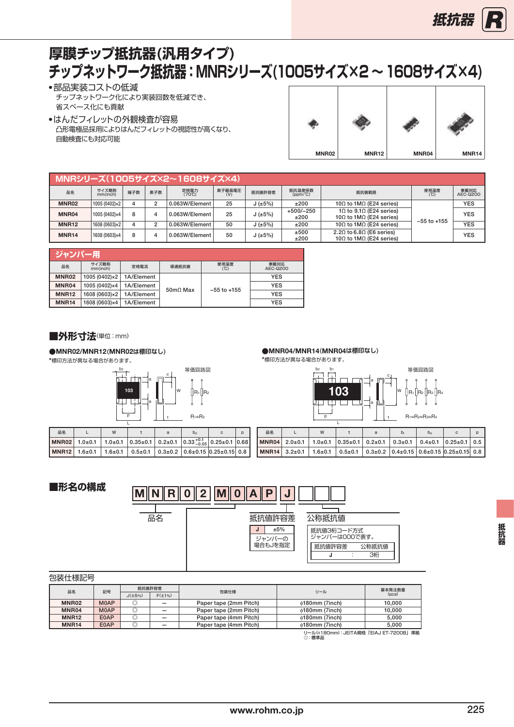# 厚膜チップ抵抗器(汎用タイプ)
# チップネットワーク抵抗器：MNRシリーズ(1005サイズ×2～1608サイズ×4)

- 部品実装コストの低減
  チップネットワーク化により実装回数を低減でき、
  省スペース化にも貢献
- はんだフィレットの外観検査が容易
  凸形電極品採用によりはんだフィレットの視認性が高くなり、
  自動検査にも対応可能

MNR02　MNR12　MNR04　MNR14

## MNRシリーズ(1005サイズ×2～1608サイズ×4)

| 品名 | サイズ略称 mm(inch) | 端子数 | 素子数 | 定格電力 (70℃) | 素子最高電圧 (V) | 抵抗値許容差 | 抵抗温度係数 (ppm/℃) | 抵抗値範囲 | 使用温度 (℃) | 車載対応 AEC-Q200 |
|---|---|---|---|---|---|---|---|---|---|---|
| MNR02 | 1005 (0402)×2 | 4 | 2 | 0.063W/Element | 25 | J (±5%) | ±200 | 10Ω to 1MΩ (E24 series) | −55 to +155 | YES |
| MNR04 | 1005 (0402)×4 | 8 | 4 | 0.063W/Element | 25 | J (±5%) | +500/−250<br>±200 | 1Ω to 9.1Ω (E24 series)<br>10Ω to 1MΩ (E24 series) | | YES |
| MNR12 | 1608 (0603)×2 | 4 | 2 | 0.063W/Element | 50 | J (±5%) | ±200 | 10Ω to 1MΩ (E24 series) | | YES |
| MNR14 | 1608 (0603)×4 | 8 | 4 | 0.063W/Element | 50 | J (±5%) | ±500<br>±200 | 2.2Ω to 6.8Ω (E6 series)<br>10Ω to 1MΩ (E24 series) | | YES |

## ジャンパー用

| 品名 | サイズ略称 mm(inch) | 定格電流 | 導通抵抗値 | 使用温度 (℃) | 車載対応 AEC-Q200 |
|---|---|---|---|---|---|
| MNR02 | 1005 (0402)×2 | 1A/Element | 50mΩ Max | −55 to +155 | YES |
| MNR04 | 1005 (0402)×4 | 1A/Element | | | YES |
| MNR12 | 1608 (0603)×2 | 1A/Element | | | YES |
| MNR14 | 1608 (0603)×4 | 1A/Element | | | YES |

## ■外形寸法(単位：mm)

### ●MNR02/MNR12(MNR02は標印なし)

*標印方法が異なる場合があります。

等価回路図　$R_1=R_2$

| 品名 | L | W | t | a | b₂ | c | p |
|---|---|---|---|---|---|---|---|
| MNR02 | 1.0±0.1 | 1.0±0.1 | 0.35±0.1 | 0.2±0.1 | $0.33^{+0.1}_{-0.05}$ | 0.25±0.1 | 0.68 |
| MNR12 | 1.6±0.1 | 1.6±0.1 | 0.5±0.1 | 0.3±0.2 | 0.6±0.15 | 0.25±0.15 | 0.8 |

### ●MNR04/MNR14(MNR04は標印なし)

*標印方法が異なる場合があります。

等価回路図　$R_1=R_2=R_3=R_4$

| 品名 | L | W | t | a | $b_1$ | $b_2$ | c | p |
|---|---|---|---|---|---|---|---|---|
| MNR04 | 2.0±0.1 | 1.0±0.1 | 0.35±0.1 | 0.2±0.1 | 0.3±0.1 | 0.4±0.1 | 0.25±0.1 | 0.5 |
| MNR14 | 3.2±0.1 | 1.6±0.1 | 0.5±0.1 | 0.3±0.2 | 0.4±0.15 | 0.6±0.15 | 0.25±0.15 | 0.8 |

## ■形名の構成

M N R 0 2 | M 0 A P | J | □□□

- 品名
- 抵抗値許容差：J ±5%（ジャンパーの場合もJを指定）
- 公称抵抗値：抵抗値3桁コード方式　ジャンパーは000です。

| 抵抗値許容差 | | 公称抵抗値 |
|---|---|---|
| J | ： | 3桁 |

包装仕様記号

| 品名 | 記号 | 抵抗値許容差 | | 包装仕様 | リール | 基本発注数量 (pcs) |
|---|---|---|---|---|---|---|
| | | J(±5%) | F(±1%) | | | |
| MNR02 | M0AP | ◎ | − | Paper tape (2mm Pitch) | ϕ180mm (7inch) | 10,000 |
| MNR04 | M0AP | ◎ | − | Paper tape (2mm Pitch) | ϕ180mm (7inch) | 10,000 |
| MNR12 | E0AP | ◎ | − | Paper tape (4mm Pitch) | ϕ180mm (7inch) | 5,000 |
| MNR14 | E0AP | ◎ | − | Paper tape (4mm Pitch) | ϕ180mm (7inch) | 5,000 |

リール(ϕ180mm)：JEITA規格「EIAJ ET-7200B」準拠
◎：標準品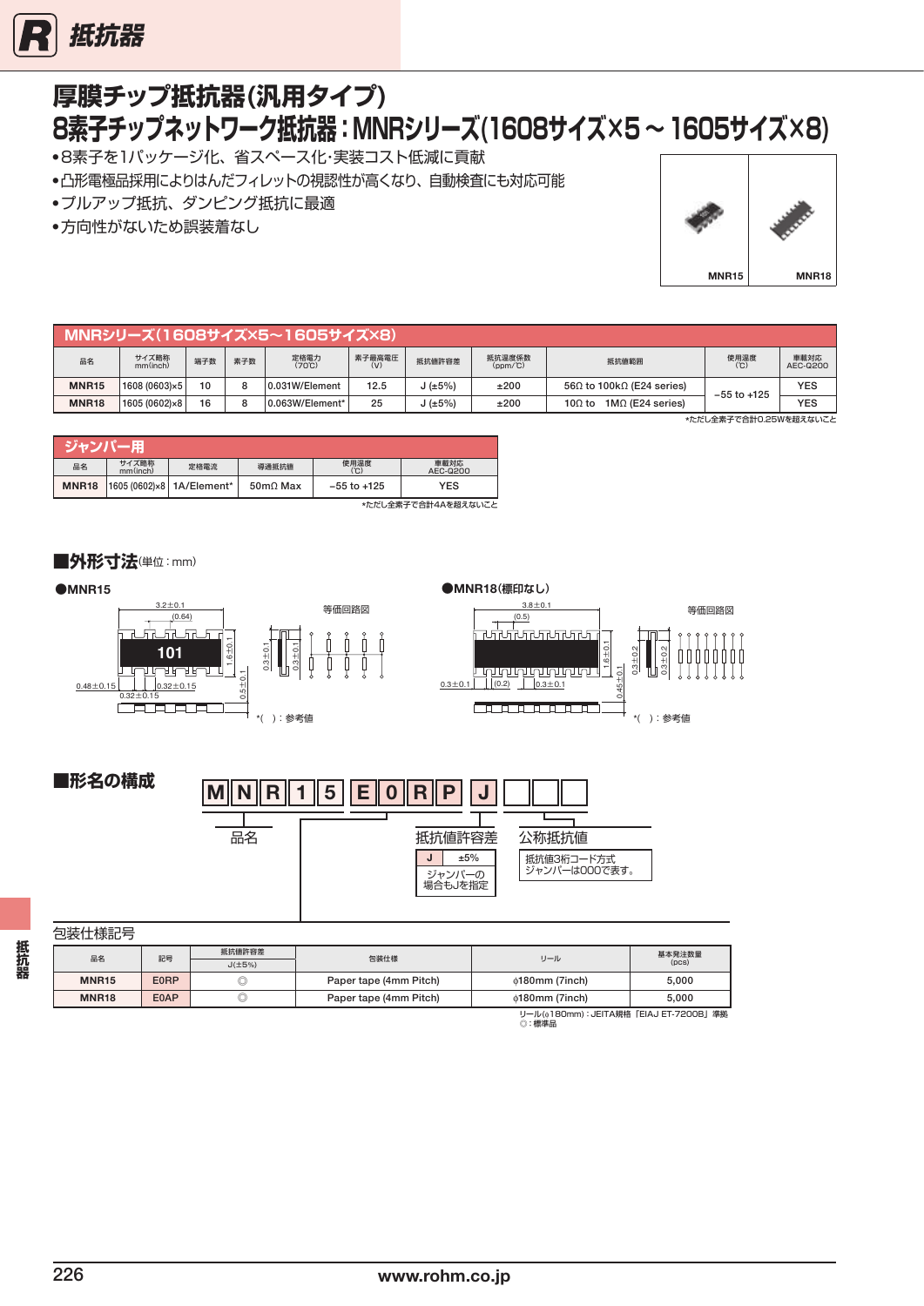# 厚膜チップ抵抗器(汎用タイプ)
# 8素子チップネットワーク抵抗器：MNRシリーズ(1608サイズ×5～1605サイズ×8)

- 8素子を1パッケージ化、省スペース化･実装コスト低減に貢献
- 凸形電極品採用によりはんだフィレットの視認性が高くなり、自動検査にも対応可能
- プルアップ抵抗、ダンピング抵抗に最適
- 方向性がないため誤装着なし

MNR15　MNR18

## MNRシリーズ(1608サイズ×5～1605サイズ×8)

| 品名 | サイズ略称 mm(inch) | 端子数 | 素子数 | 定格電力 (70℃) | 素子最高電圧 (V) | 抵抗値許容差 | 抵抗温度係数 (ppm/℃) | 抵抗値範囲 | 使用温度 (℃) | 車載対応 AEC-Q200 |
|---|---|---|---|---|---|---|---|---|---|---|
| MNR15 | 1608 (0603)×5 | 10 | 8 | 0.031W/Element | 12.5 | J (±5%) | ±200 | 56Ω to 100kΩ (E24 series) | −55 to +125 | YES |
| MNR18 | 1605 (0602)×8 | 16 | 8 | 0.063W/Element* | 25 | J (±5%) | ±200 | 10Ω to 1MΩ (E24 series) | | YES |

*ただし全素子で合計0.25Wを超えないこと

## ジャンパー用

| 品名 | サイズ略称 mm(inch) | 定格電流 | 導通抵抗値 | 使用温度 (℃) | 車載対応 AEC-Q200 |
|---|---|---|---|---|---|
| MNR18 | 1605 (0602)×8 | 1A/Element* | 50mΩ Max | −55 to +125 | YES |

*ただし全素子で合計4Aを超えないこと

## ■外形寸法(単位：mm)

●MNR15

3.2±0.1　(0.64)　101　1.6±0.1　0.5±0.1　0.48±0.15　0.32±0.15　0.32±0.15　0.3±0.1　0.3±0.1

等価回路図

*(　)：参考値

●MNR18(標印なし)

3.8±0.1　(0.5)　1.6±0.1　0.45±0.1　0.3±0.1　(0.2)　0.3±0.1　0.3±0.2　0.3±0.2

等価回路図

*(　)：参考値

## ■形名の構成

M N R 1 5 E 0 R P J □□□

品名

抵抗値許容差

| J | ±5% |
|---|---|
| ジャンパーの場合もJを指定 | |

公称抵抗値

抵抗値3桁コード方式
ジャンパーは000で表す。

包装仕様記号

| 品名 | 記号 | 抵抗値許容差 J(±5%) | 包装仕様 | リール | 基本発注数量 (pcs) |
|---|---|---|---|---|---|
| MNR15 | E0RP | ◎ | Paper tape (4mm Pitch) | φ180mm (7inch) | 5,000 |
| MNR18 | E0AP | ◎ | Paper tape (4mm Pitch) | φ180mm (7inch) | 5,000 |

リール(φ180mm)：JEITA規格「EIAJ ET-7200B」準拠
◎：標準品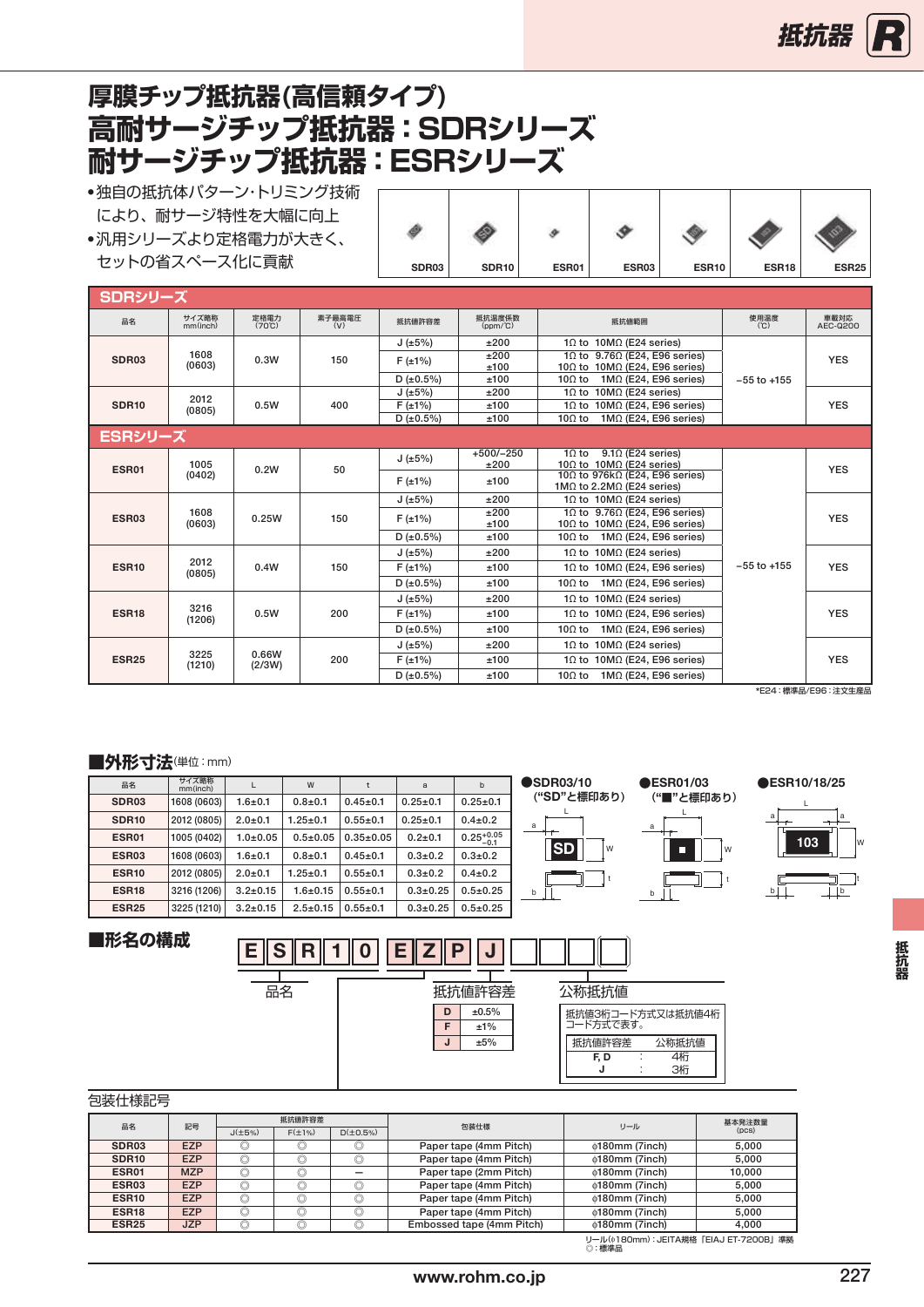# 厚膜チップ抵抗器(高信頼タイプ)
# 高耐サージチップ抵抗器：SDRシリーズ
# 耐サージチップ抵抗器：ESRシリーズ

- 独自の抵抗体パターン･トリミング技術により、耐サージ特性を大幅に向上
- 汎用シリーズより定格電力が大きく、セットの省スペース化に貢献

SDR03　SDR10　ESR01　ESR03　ESR10　ESR18　ESR25

## SDRシリーズ

| 品名 | サイズ略称 mm(inch) | 定格電力 (70℃) | 素子最高電圧 (V) | 抵抗値許容差 | 抵抗温度係数 (ppm/℃) | 抵抗値範囲 | 使用温度 (℃) | 車載対応 AEC-Q200 |
|---|---|---|---|---|---|---|---|---|
| SDR03 | 1608 (0603) | 0.3W | 150 | J (±5%) | ±200 | 1Ω to 10MΩ (E24 series) | −55 to +155 | YES |
| | | | | F (±1%) | ±200 / ±100 | 1Ω to 9.76Ω (E24, E96 series) / 10Ω to 10MΩ (E24, E96 series) | | |
| | | | | D (±0.5%) | ±100 | 10Ω to 1MΩ (E24, E96 series) | | |
| SDR10 | 2012 (0805) | 0.5W | 400 | J (±5%) | ±200 | 1Ω to 10MΩ (E24 series) | | YES |
| | | | | F (±1%) | ±100 | 1Ω to 10MΩ (E24, E96 series) | | |
| | | | | D (±0.5%) | ±100 | 10Ω to 1MΩ (E24, E96 series) | | |

## ESRシリーズ

| 品名 | サイズ略称 mm(inch) | 定格電力 (70℃) | 素子最高電圧 (V) | 抵抗値許容差 | 抵抗温度係数 (ppm/℃) | 抵抗値範囲 | 使用温度 (℃) | 車載対応 AEC-Q200 |
|---|---|---|---|---|---|---|---|---|
| ESR01 | 1005 (0402) | 0.2W | 50 | J (±5%) | +500/−250 / ±200 | 1Ω to 9.1Ω (E24 series) / 10Ω to 10MΩ (E24 series) | −55 to +155 | YES |
| | | | | F (±1%) | ±100 | 10Ω to 976kΩ (E24, E96 series) / 1MΩ to 2.2MΩ (E24 series) | | |
| ESR03 | 1608 (0603) | 0.25W | 150 | J (±5%) | ±200 | 1Ω to 10MΩ (E24 series) | | YES |
| | | | | F (±1%) | ±200 / ±100 | 1Ω to 9.76Ω (E24, E96 series) / 10Ω to 10MΩ (E24, E96 series) | | |
| | | | | D (±0.5%) | ±100 | 10Ω to 1MΩ (E24, E96 series) | | |
| ESR10 | 2012 (0805) | 0.4W | 150 | J (±5%) | ±200 | 1Ω to 10MΩ (E24 series) | | YES |
| | | | | F (±1%) | ±100 | 1Ω to 10MΩ (E24, E96 series) | | |
| | | | | D (±0.5%) | ±100 | 10Ω to 1MΩ (E24, E96 series) | | |
| ESR18 | 3216 (1206) | 0.5W | 200 | J (±5%) | ±200 | 1Ω to 10MΩ (E24 series) | | YES |
| | | | | F (±1%) | ±100 | 1Ω to 10MΩ (E24, E96 series) | | |
| | | | | D (±0.5%) | ±100 | 10Ω to 1MΩ (E24, E96 series) | | |
| ESR25 | 3225 (1210) | 0.66W (2/3W) | 200 | J (±5%) | ±200 | 1Ω to 10MΩ (E24 series) | | YES |
| | | | | F (±1%) | ±100 | 1Ω to 10MΩ (E24, E96 series) | | |
| | | | | D (±0.5%) | ±100 | 10Ω to 1MΩ (E24, E96 series) | | |

*E24：標準品/E96：注文生産品

## ■外形寸法(単位：mm)

| 品名 | サイズ略称 mm(inch) | L | W | t | a | b |
|---|---|---|---|---|---|---|
| SDR03 | 1608 (0603) | 1.6±0.1 | 0.8±0.1 | 0.45±0.1 | 0.25±0.1 | 0.25±0.1 |
| SDR10 | 2012 (0805) | 2.0±0.1 | 1.25±0.1 | 0.55±0.1 | 0.25±0.1 | 0.4±0.2 |
| ESR01 | 1005 (0402) | 1.0±0.05 | 0.5±0.05 | 0.35±0.05 | 0.2±0.1 | $0.25^{+0.05}_{-0.1}$ |
| ESR03 | 1608 (0603) | 1.6±0.1 | 0.8±0.1 | 0.45±0.1 | 0.3±0.2 | 0.3±0.2 |
| ESR10 | 2012 (0805) | 2.0±0.1 | 1.25±0.1 | 0.55±0.1 | 0.3±0.2 | 0.4±0.2 |
| ESR18 | 3216 (1206) | 3.2±0.15 | 1.6±0.15 | 0.55±0.1 | 0.3±0.25 | 0.5±0.25 |
| ESR25 | 3225 (1210) | 3.2±0.15 | 2.5±0.15 | 0.55±0.1 | 0.3±0.25 | 0.5±0.25 |

●SDR03/10 (“SD”と標印あり)　●ESR01/03 (“■”と標印あり)　●ESR10/18/25

## ■形名の構成

E S R 1 0 | E Z P | J | □□□□

品名　包装仕様記号　抵抗値許容差　公称抵抗値

抵抗値許容差

| | |
|---|---|
| D | ±0.5% |
| F | ±1% |
| J | ±5% |

公称抵抗値：抵抗値3桁コード方式又は抵抗値4桁コード方式で表す。

| 抵抗値許容差 | 公称抵抗値 |
|---|---|
| F, D | 4桁 |
| J | 3桁 |

包装仕様記号

| 品名 | 記号 | 抵抗値許容差 J(±5%) | F(±1%) | D(±0.5%) | 包装仕様 | リール | 基本発注数量 (pcs) |
|---|---|---|---|---|---|---|---|
| SDR03 | EZP | ◎ | ◎ | ◎ | Paper tape (4mm Pitch) | φ180mm (7inch) | 5,000 |
| SDR10 | EZP | ◎ | ◎ | ◎ | Paper tape (4mm Pitch) | φ180mm (7inch) | 5,000 |
| ESR01 | MZP | ◎ | ◎ | − | Paper tape (2mm Pitch) | φ180mm (7inch) | 10,000 |
| ESR03 | EZP | ◎ | ◎ | ◎ | Paper tape (4mm Pitch) | φ180mm (7inch) | 5,000 |
| ESR10 | EZP | ◎ | ◎ | ◎ | Paper tape (4mm Pitch) | φ180mm (7inch) | 5,000 |
| ESR18 | EZP | ◎ | ◎ | ◎ | Paper tape (4mm Pitch) | φ180mm (7inch) | 5,000 |
| ESR25 | JZP | ◎ | ◎ | ◎ | Embossed tape (4mm Pitch) | φ180mm (7inch) | 4,000 |

リール(φ180mm)：JEITA規格「EIAJ ET-7200B」準拠
◎：標準品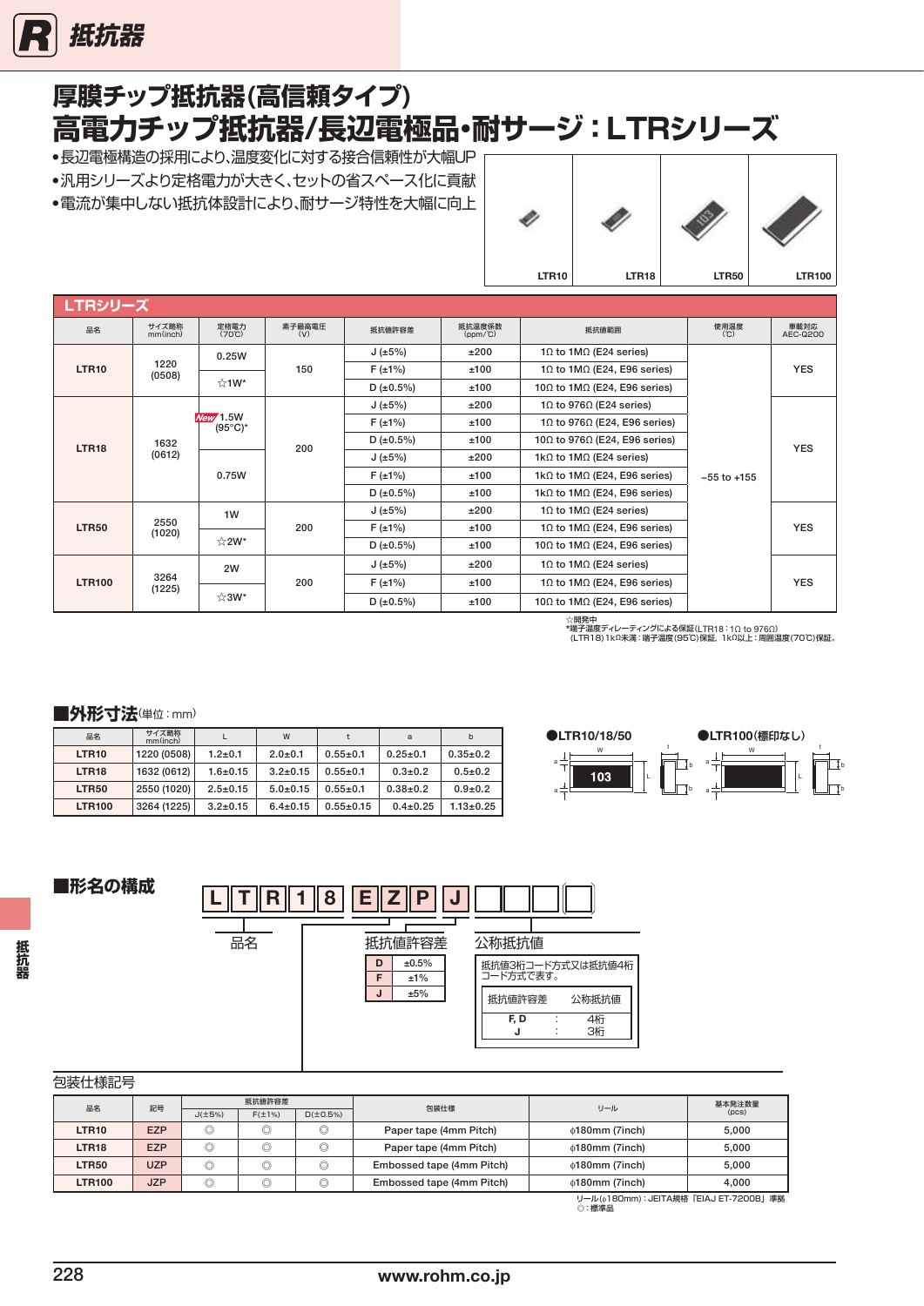# 厚膜チップ抵抗器(高信頼タイプ)
# 高電力チップ抵抗器/長辺電極品•耐サージ：LTRシリーズ

- 長辺電極構造の採用により､温度変化に対する接合信頼性が大幅UP
- 汎用シリーズより定格電力が大きく､セットの省スペース化に貢献
- 電流が集中しない抵抗体設計により､耐サージ特性を大幅に向上

LTR10　LTR18　LTR50　LTR100

## LTRシリーズ

| 品名 | サイズ略称 mm(inch) | 定格電力 (70℃) | 素子最高電圧 (V) | 抵抗値許容差 | 抵抗温度係数 (ppm/℃) | 抵抗値範囲 | 使用温度 (℃) | 車載対応 AEC-Q200 |
|---|---|---|---|---|---|---|---|---|
| LTR10 | 1220 (0508) | 0.25W | 150 | J (±5%) | ±200 | 1Ω to 1MΩ (E24 series) | −55 to +155 | YES |
| | | ☆1W* | | F (±1%) | ±100 | 1Ω to 1MΩ (E24, E96 series) | | |
| | | | | D (±0.5%) | ±100 | 10Ω to 1MΩ (E24, E96 series) | | |
| LTR18 | 1632 (0612) | New 1.5W (95°C)* | 200 | J (±5%) | ±200 | 1Ω to 976Ω (E24 series) | | YES |
| | | | | F (±1%) | ±100 | 1Ω to 976Ω (E24, E96 series) | | |
| | | | | D (±0.5%) | ±100 | 10Ω to 976Ω (E24, E96 series) | | |
| | | 0.75W | | J (±5%) | ±200 | 1kΩ to 1MΩ (E24 series) | | |
| | | | | F (±1%) | ±100 | 1kΩ to 1MΩ (E24, E96 series) | | |
| | | | | D (±0.5%) | ±100 | 1kΩ to 1MΩ (E24, E96 series) | | |
| LTR50 | 2550 (1020) | 1W | 200 | J (±5%) | ±200 | 1Ω to 1MΩ (E24 series) | | YES |
| | | ☆2W* | | F (±1%) | ±100 | 1Ω to 1MΩ (E24, E96 series) | | |
| | | | | D (±0.5%) | ±100 | 10Ω to 1MΩ (E24, E96 series) | | |
| LTR100 | 3264 (1225) | 2W | 200 | J (±5%) | ±200 | 1Ω to 1MΩ (E24 series) | | YES |
| | | ☆3W* | | F (±1%) | ±100 | 1Ω to 1MΩ (E24, E96 series) | | |
| | | | | D (±0.5%) | ±100 | 10Ω to 1MΩ (E24, E96 series) | | |

☆開発中
*端子温度ディレーティングによる保証(LTR18：1Ω to 976Ω)
(LTR18) 1kΩ未満：端子温度(95℃)保証、1kΩ以上：周囲温度(70℃)保証。

## ■外形寸法(単位：mm)

| 品名 | サイズ略称 mm(inch) | L | W | t | a | b |
|---|---|---|---|---|---|---|
| LTR10 | 1220 (0508) | 1.2±0.1 | 2.0±0.1 | 0.55±0.1 | 0.25±0.1 | 0.35±0.2 |
| LTR18 | 1632 (0612) | 1.6±0.15 | 3.2±0.15 | 0.55±0.1 | 0.3±0.2 | 0.5±0.2 |
| LTR50 | 2550 (1020) | 2.5±0.15 | 5.0±0.15 | 0.55±0.1 | 0.38±0.2 | 0.9±0.2 |
| LTR100 | 3264 (1225) | 3.2±0.15 | 6.4±0.15 | 0.55±0.15 | 0.4±0.25 | 1.13±0.25 |

●LTR10/18/50　●LTR100(標印なし)

## ■形名の構成

L T R 1 8 E Z P J □□□□

品名　　抵抗値許容差　　公称抵抗値

| 抵抗値許容差 | |
|---|---|
| D | ±0.5% |
| F | ±1% |
| J | ±5% |

抵抗値3桁コード方式又は抵抗値4桁コード方式で表す。

| 抵抗値許容差 | 公称抵抗値 |
|---|---|
| F, D | 4桁 |
| J | 3桁 |

包装仕様記号

| 品名 | 記号 | 抵抗値許容差 J(±5%) | F(±1%) | D(±0.5%) | 包装仕様 | リール | 基本発注数量 (pcs) |
|---|---|---|---|---|---|---|---|
| LTR10 | EZP | ◎ | ◎ | ◎ | Paper tape (4mm Pitch) | ϕ180mm (7inch) | 5,000 |
| LTR18 | EZP | ◎ | ◎ | ◎ | Paper tape (4mm Pitch) | ϕ180mm (7inch) | 5,000 |
| LTR50 | UZP | ◎ | ◎ | ◎ | Embossed tape (4mm Pitch) | ϕ180mm (7inch) | 5,000 |
| LTR100 | JZP | ◎ | ◎ | ◎ | Embossed tape (4mm Pitch) | ϕ180mm (7inch) | 4,000 |

リール(ϕ180mm)：JEITA規格「EIAJ ET-7200B」準拠
◎：標準品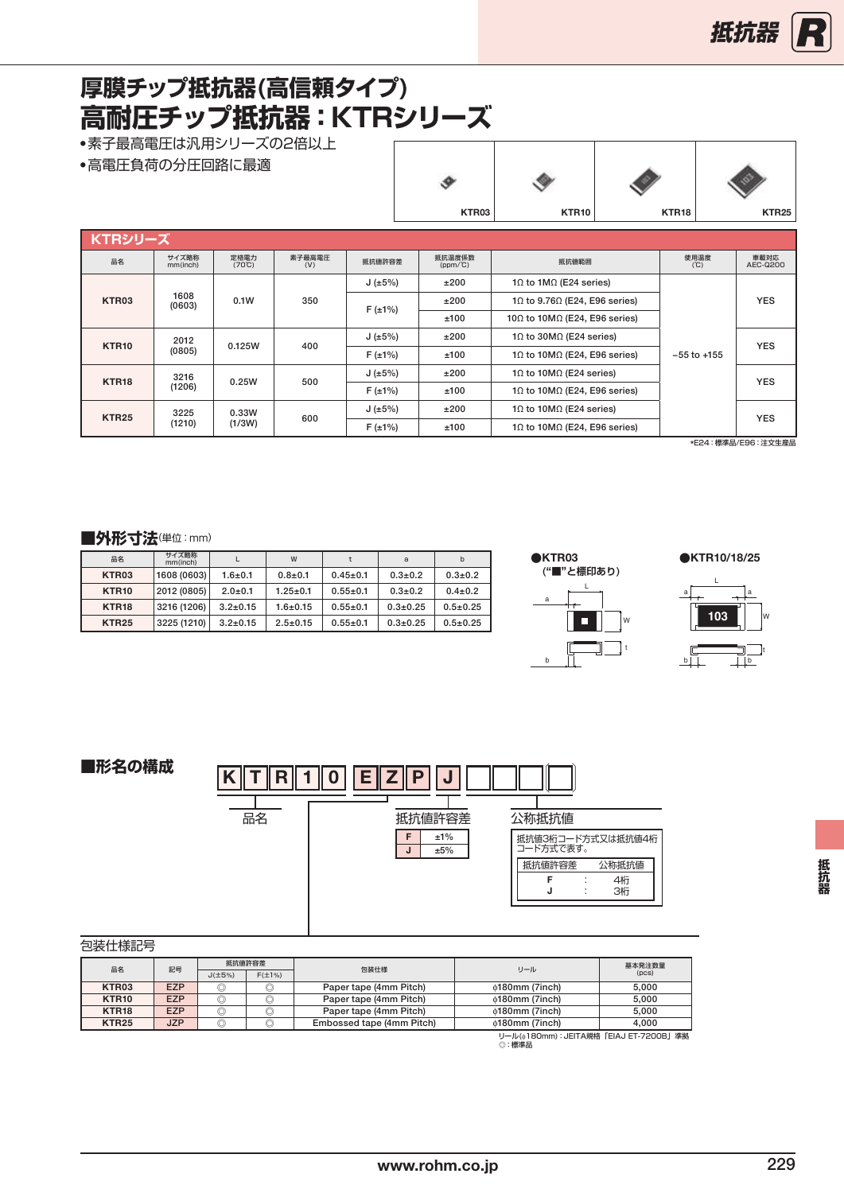# 厚膜チップ抵抗器(高信頼タイプ)
# 高耐圧チップ抵抗器：KTRシリーズ

- 素子最高電圧は汎用シリーズの2倍以上
- 高電圧負荷の分圧回路に最適

KTR03　KTR10　KTR18　KTR25

## KTRシリーズ

| 品名 | サイズ略称 mm(inch) | 定格電力 (70℃) | 素子最高電圧 (V) | 抵抗値許容差 | 抵抗温度係数 (ppm/℃) | 抵抗値範囲 | 使用温度 (℃) | 車載対応 AEC-Q200 |
|---|---|---|---|---|---|---|---|---|
| KTR03 | 1608 (0603) | 0.1W | 350 | J (±5%) | ±200 | 1Ω to 1MΩ (E24 series) | −55 to +155 | YES |
| | | | | F (±1%) | ±200 | 1Ω to 9.76Ω (E24, E96 series) | | |
| | | | | | ±100 | 10Ω to 10MΩ (E24, E96 series) | | |
| KTR10 | 2012 (0805) | 0.125W | 400 | J (±5%) | ±200 | 1Ω to 30MΩ (E24 series) | | YES |
| | | | | F (±1%) | ±100 | 1Ω to 10MΩ (E24, E96 series) | | |
| KTR18 | 3216 (1206) | 0.25W | 500 | J (±5%) | ±200 | 1Ω to 10MΩ (E24 series) | | YES |
| | | | | F (±1%) | ±100 | 1Ω to 10MΩ (E24, E96 series) | | |
| KTR25 | 3225 (1210) | 0.33W (1/3W) | 600 | J (±5%) | ±200 | 1Ω to 10MΩ (E24 series) | | YES |
| | | | | F (±1%) | ±100 | 1Ω to 10MΩ (E24, E96 series) | | |

*E24：標準品/E96：注文生産品

## ■外形寸法(単位：mm)

| 品名 | サイズ略称 mm(inch) | L | W | t | a | b |
|---|---|---|---|---|---|---|
| KTR03 | 1608 (0603) | 1.6±0.1 | 0.8±0.1 | 0.45±0.1 | 0.3±0.2 | 0.3±0.2 |
| KTR10 | 2012 (0805) | 2.0±0.1 | 1.25±0.1 | 0.55±0.1 | 0.3±0.2 | 0.4±0.2 |
| KTR18 | 3216 (1206) | 3.2±0.15 | 1.6±0.15 | 0.55±0.1 | 0.3±0.25 | 0.5±0.25 |
| KTR25 | 3225 (1210) | 3.2±0.15 | 2.5±0.15 | 0.55±0.1 | 0.3±0.25 | 0.5±0.25 |

●KTR03
(“■”と標印あり)

●KTR10/18/25

## ■形名の構成

K T R 1 0 E Z P J □□□□

品名

抵抗値許容差

| F | ±1% |
|---|---|
| J | ±5% |

公称抵抗値

抵抗値3桁コード方式又は抵抗値4桁コード方式で表す。

| 抵抗値許容差 | 公称抵抗値 |
|---|---|
| F | 4桁 |
| J | 3桁 |

包装仕様記号

| 品名 | 記号 | 抵抗値許容差 J(±5%) | 抵抗値許容差 F(±1%) | 包装仕様 | リール | 基本発注数量 (pcs) |
|---|---|---|---|---|---|---|
| KTR03 | EZP | ◎ | ◎ | Paper tape (4mm Pitch) | φ180mm (7inch) | 5,000 |
| KTR10 | EZP | ◎ | ◎ | Paper tape (4mm Pitch) | φ180mm (7inch) | 5,000 |
| KTR18 | EZP | ◎ | ◎ | Paper tape (4mm Pitch) | φ180mm (7inch) | 5,000 |
| KTR25 | JZP | ◎ | ◎ | Embossed tape (4mm Pitch) | φ180mm (7inch) | 4,000 |

リール(φ180mm)：JEITA規格「EIAJ ET-7200B」準拠
◎：標準品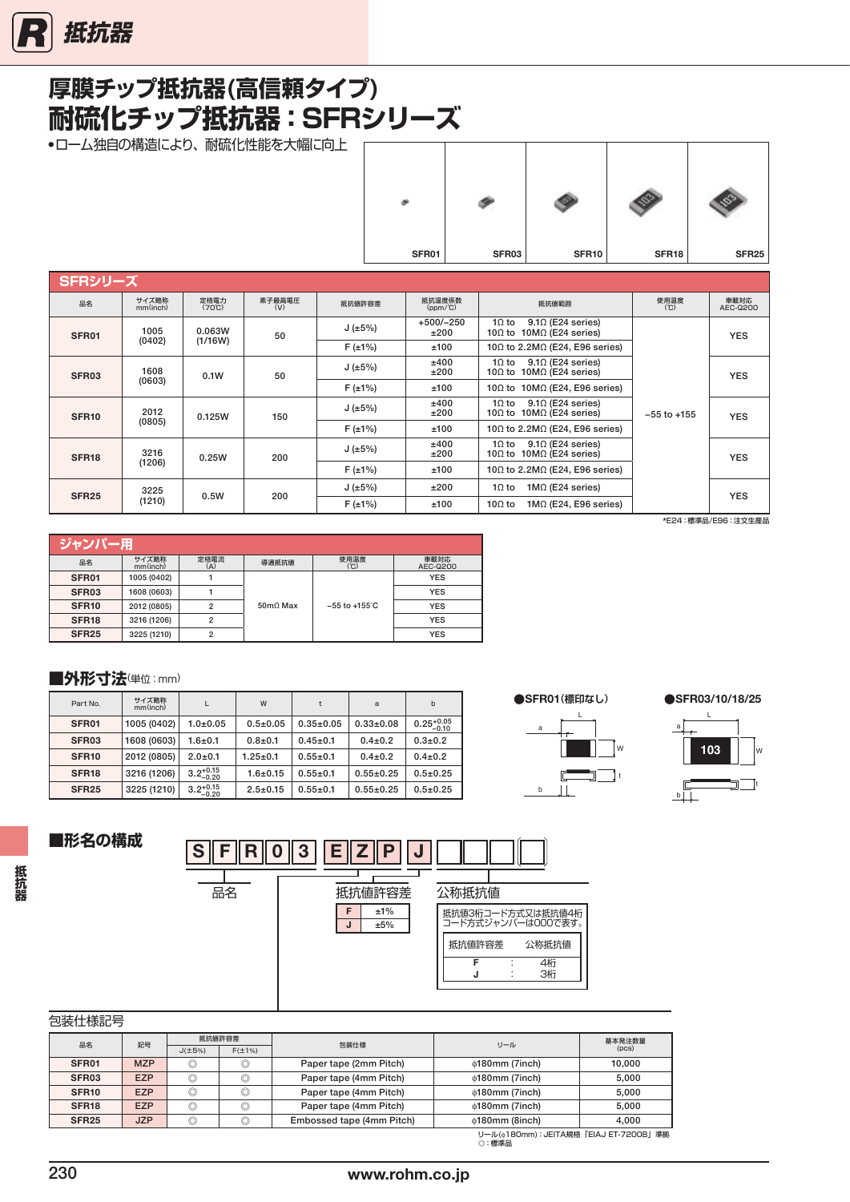# 厚膜チップ抵抗器(高信頼タイプ)
# 耐硫化チップ抵抗器：SFRシリーズ

•ローム独自の構造により、耐硫化性能を大幅に向上

SFR01　SFR03　SFR10　SFR18　SFR25

## SFRシリーズ

| 品名 | サイズ略称 mm(inch) | 定格電力 (70℃) | 素子最高電圧 (V) | 抵抗値許容差 | 抵抗温度係数 (ppm/℃) | 抵抗値範囲 | 使用温度 (℃) | 車載対応 AEC-Q200 |
|---|---|---|---|---|---|---|---|---|
| SFR01 | 1005 (0402) | 0.063W (1/16W) | 50 | J (±5%) | +500/−250<br>±200 | 1Ω to 9.1Ω (E24 series)<br>10Ω to 10MΩ (E24 series) | −55 to +155 | YES |
| | | | | F (±1%) | ±100 | 10Ω to 2.2MΩ (E24, E96 series) | | |
| SFR03 | 1608 (0603) | 0.1W | 50 | J (±5%) | ±400<br>±200 | 1Ω to 9.1Ω (E24 series)<br>10Ω to 10MΩ (E24 series) | | YES |
| | | | | F (±1%) | ±100 | 10Ω to 10MΩ (E24, E96 series) | | |
| SFR10 | 2012 (0805) | 0.125W | 150 | J (±5%) | ±400<br>±200 | 1Ω to 9.1Ω (E24 series)<br>10Ω to 10MΩ (E24 series) | | YES |
| | | | | F (±1%) | ±100 | 10Ω to 2.2MΩ (E24, E96 series) | | |
| SFR18 | 3216 (1206) | 0.25W | 200 | J (±5%) | ±400<br>±200 | 1Ω to 9.1Ω (E24 series)<br>10Ω to 10MΩ (E24 series) | | YES |
| | | | | F (±1%) | ±100 | 10Ω to 2.2MΩ (E24, E96 series) | | |
| SFR25 | 3225 (1210) | 0.5W | 200 | J (±5%) | ±200 | 1Ω to 1MΩ (E24 series) | | YES |
| | | | | F (±1%) | ±100 | 10Ω to 1MΩ (E24, E96 series) | | |

*E24：標準品/E96：注文生産品

## ジャンパー用

| 品名 | サイズ略称 mm(inch) | 定格電流 (A) | 導通抵抗値 | 使用温度 (℃) | 車載対応 AEC-Q200 |
|---|---|---|---|---|---|
| SFR01 | 1005 (0402) | 1 | 50mΩ Max | −55 to +155℃ | YES |
| SFR03 | 1608 (0603) | 1 | | | YES |
| SFR10 | 2012 (0805) | 2 | | | YES |
| SFR18 | 3216 (1206) | 2 | | | YES |
| SFR25 | 3225 (1210) | 2 | | | YES |

## ■外形寸法(単位：mm)

| Part No. | サイズ略称 mm(inch) | L | W | t | a | b |
|---|---|---|---|---|---|---|
| SFR01 | 1005 (0402) | 1.0±0.05 | 0.5±0.05 | 0.35±0.05 | 0.33±0.08 | $0.25^{+0.05}_{-0.10}$ |
| SFR03 | 1608 (0603) | 1.6±0.1 | 0.8±0.1 | 0.45±0.1 | 0.4±0.2 | 0.3±0.2 |
| SFR10 | 2012 (0805) | 2.0±0.1 | 1.25±0.1 | 0.55±0.1 | 0.4±0.2 | 0.4±0.2 |
| SFR18 | 3216 (1206) | $3.2^{+0.15}_{-0.20}$ | 1.6±0.15 | 0.55±0.1 | 0.55±0.25 | 0.5±0.25 |
| SFR25 | 3225 (1210) | $3.2^{+0.15}_{-0.20}$ | 2.5±0.15 | 0.55±0.1 | 0.55±0.25 | 0.5±0.25 |

●SFR01(標印なし)　●SFR03/10/18/25

## ■形名の構成

S F R 0 3 | E Z P | J | □□□□

品名

包装仕様記号

抵抗値許容差

| F | ±1% |
|---|---|
| J | ±5% |

公称抵抗値

抵抗値3桁コード方式又は抵抗値4桁コード方式ジャンパーは000で表す。

| 抵抗値許容差 | | 公称抵抗値 |
|---|---|---|
| F | : | 4桁 |
| J | : | 3桁 |

包装仕様記号

| 品名 | 記号 | 抵抗値許容差 J(±5%) | 抵抗値許容差 F(±1%) | 包装仕様 | リール | 基本発注数量 (pcs) |
|---|---|---|---|---|---|---|
| SFR01 | MZP | ◎ | ◎ | Paper tape (2mm Pitch) | φ180mm (7inch) | 10,000 |
| SFR03 | EZP | ◎ | ◎ | Paper tape (4mm Pitch) | φ180mm (7inch) | 5,000 |
| SFR10 | EZP | ◎ | ◎ | Paper tape (4mm Pitch) | φ180mm (7inch) | 5,000 |
| SFR18 | EZP | ◎ | ◎ | Paper tape (4mm Pitch) | φ180mm (7inch) | 5,000 |
| SFR25 | JZP | ◎ | ◎ | Embossed tape (4mm Pitch) | φ180mm (8inch) | 4,000 |

リール(φ180mm)：JEITA規格「EIAJ ET-7200B」準拠
◎：標準品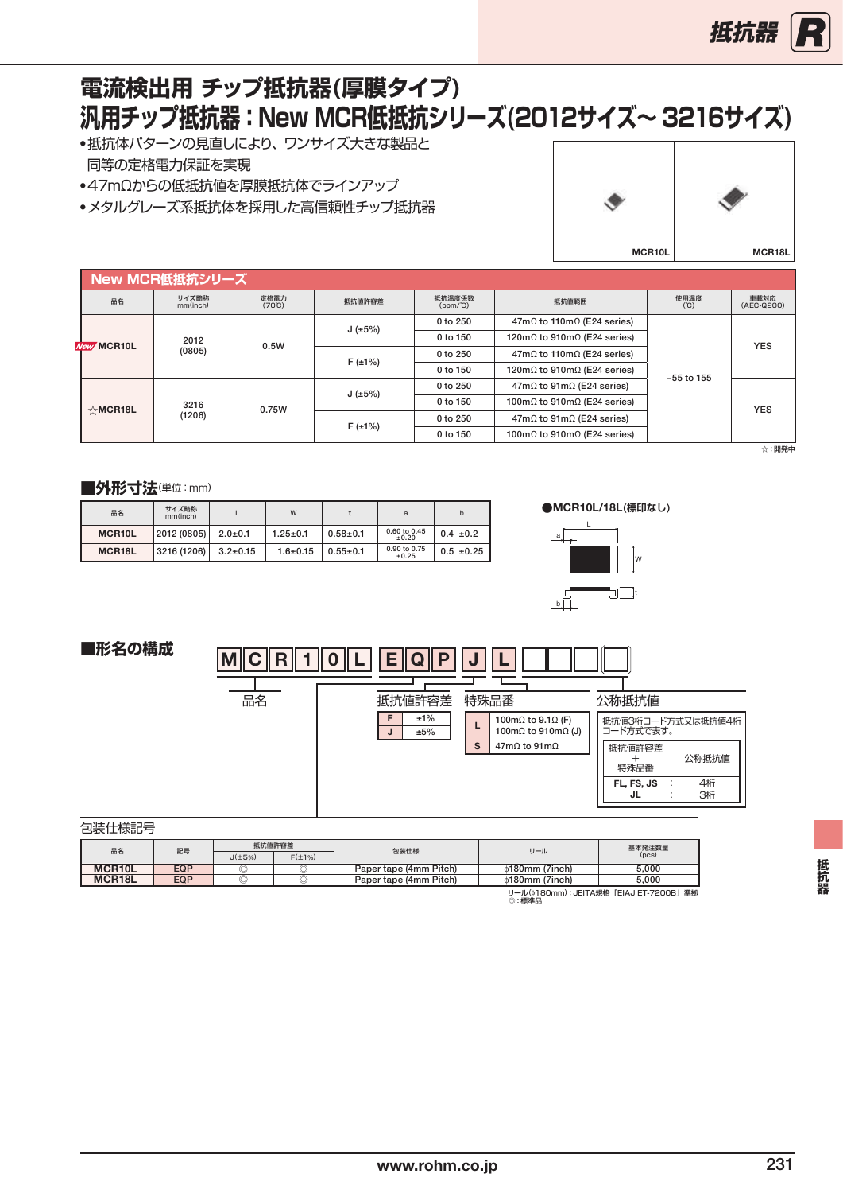# 電流検出用 チップ抵抗器(厚膜タイプ)
# 汎用チップ抵抗器：New MCR低抵抗シリーズ(2012サイズ～3216サイズ)

- 抵抗体パターンの見直しにより、ワンサイズ大きな製品と同等の定格電力保証を実現
- 47mΩからの低抵抗値を厚膜抵抗体でラインアップ
- メタルグレーズ系抵抗体を採用した高信頼性チップ抵抗器

MCR10L　MCR18L

## New MCR低抵抗シリーズ

| 品名 | サイズ略称 mm(inch) | 定格電力 (70℃) | 抵抗値許容差 | 抵抗温度係数 (ppm/℃) | 抵抗値範囲 | 使用温度 (℃) | 車載対応 (AEC-Q200) |
|---|---|---|---|---|---|---|---|
| New MCR10L | 2012 (0805) | 0.5W | J (±5%) | 0 to 250 | 47mΩ to 110mΩ (E24 series) | −55 to 155 | YES |
| | | | | 0 to 150 | 120mΩ to 910mΩ (E24 series) | | |
| | | | F (±1%) | 0 to 250 | 47mΩ to 110mΩ (E24 series) | | |
| | | | | 0 to 150 | 120mΩ to 910mΩ (E24 series) | | |
| ☆MCR18L | 3216 (1206) | 0.75W | J (±5%) | 0 to 250 | 47mΩ to 91mΩ (E24 series) | | YES |
| | | | | 0 to 150 | 100mΩ to 910mΩ (E24 series) | | |
| | | | F (±1%) | 0 to 250 | 47mΩ to 91mΩ (E24 series) | | |
| | | | | 0 to 150 | 100mΩ to 910mΩ (E24 series) | | |

☆：開発中

## ■外形寸法(単位：mm)

| 品名 | サイズ略称 mm(inch) | L | W | t | a | b |
|---|---|---|---|---|---|---|
| MCR10L | 2012 (0805) | 2.0±0.1 | 1.25±0.1 | 0.58±0.1 | 0.60 to 0.45 ±0.20 | 0.4 ±0.2 |
| MCR18L | 3216 (1206) | 3.2±0.15 | 1.6±0.15 | 0.55±0.1 | 0.90 to 0.75 ±0.25 | 0.5 ±0.25 |

●MCR10L/18L(標印なし)

## ■形名の構成

M C R 1 0 L　E Q P　J　L　□□□□

品名　　包装仕様記号　　抵抗値許容差　　特殊品番　　公称抵抗値

抵抗値許容差

| | |
|---|---|
| F | ±1% |
| J | ±5% |

特殊品番

| | |
|---|---|
| L | 100mΩ to 9.1Ω (F) 100mΩ to 910mΩ (J) |
| S | 47mΩ to 91mΩ |

公称抵抗値

抵抗値3桁コード方式又は抵抗値4桁コード方式で表す。

| 抵抗値許容差 ＋ 特殊品番 | | 公称抵抗値 |
|---|---|---|
| FL, FS, JS | : | 4桁 |
| JL | : | 3桁 |

包装仕様記号

| 品名 | 記号 | 抵抗値許容差 | | 包装仕様 | リール | 基本発注数量 (pcs) |
|---|---|---|---|---|---|---|
| | | J(±5%) | F(±1%) | | | |
| MCR10L | EQP | ◎ | ◎ | Paper tape (4mm Pitch) | φ180mm (7inch) | 5,000 |
| MCR18L | EQP | ◎ | ◎ | Paper tape (4mm Pitch) | φ180mm (7inch) | 5,000 |

リール(φ180mm)：JEITA規格「EIAJ ET-7200B」準拠
◎：標準品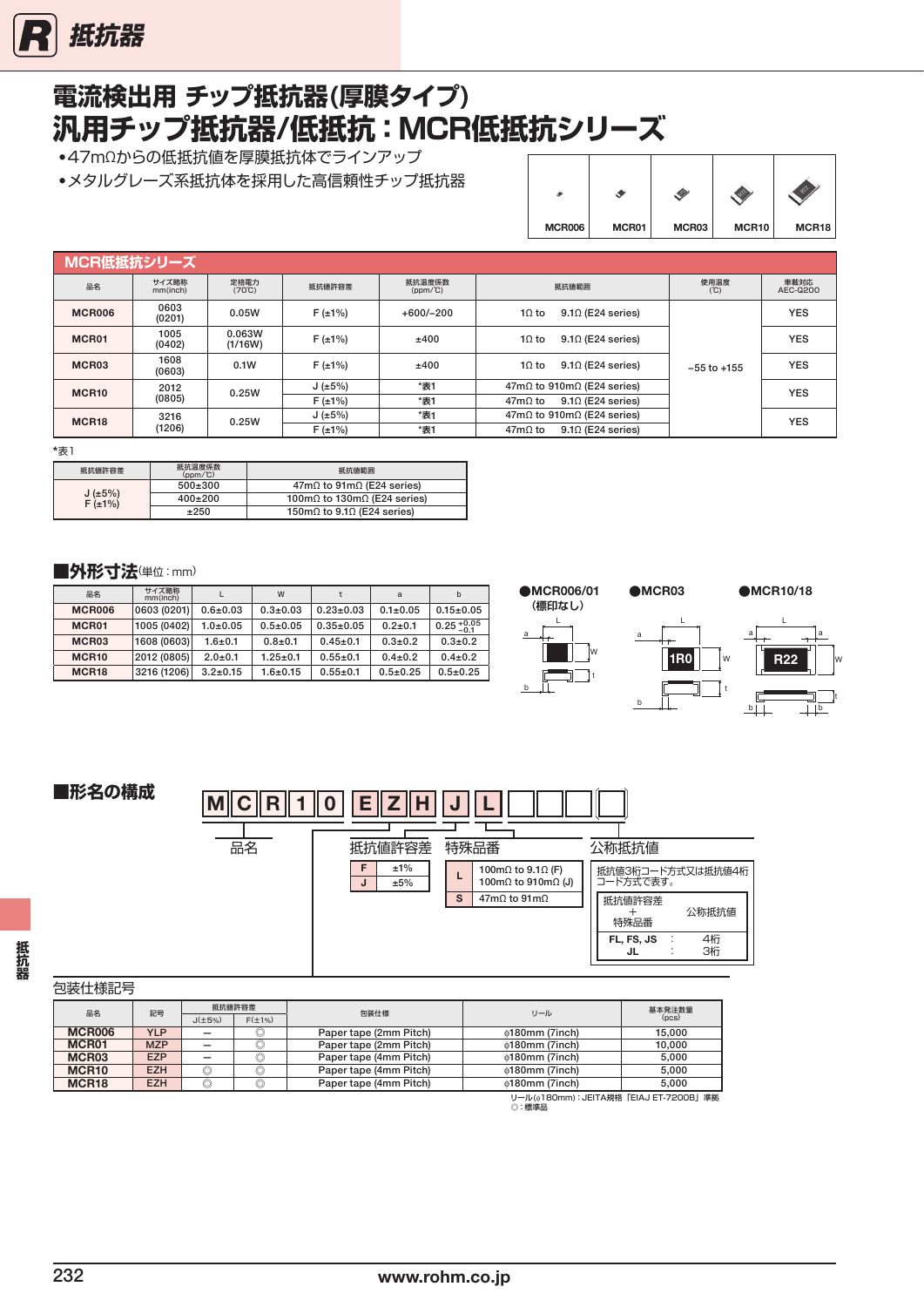# 電流検出用 チップ抵抗器(厚膜タイプ)
# 汎用チップ抵抗器/低抵抗：MCR低抵抗シリーズ

- 47mΩからの低抵抗値を厚膜抵抗体でラインアップ
- メタルグレーズ系抵抗体を採用した高信頼性チップ抵抗器

MCR006　MCR01　MCR03　MCR10　MCR18

## MCR低抵抗シリーズ

| 品名 | サイズ略称 mm(inch) | 定格電力 (70℃) | 抵抗値許容差 | 抵抗温度係数 (ppm/℃) | 抵抗値範囲 | 使用温度 (℃) | 車載対応 AEC-Q200 |
|---|---|---|---|---|---|---|---|
| MCR006 | 0603 (0201) | 0.05W | F (±1%) | +600/−200 | 1Ω to 9.1Ω (E24 series) | −55 to +155 | YES |
| MCR01 | 1005 (0402) | 0.063W (1/16W) | F (±1%) | ±400 | 1Ω to 9.1Ω (E24 series) | | YES |
| MCR03 | 1608 (0603) | 0.1W | F (±1%) | ±400 | 1Ω to 9.1Ω (E24 series) | | YES |
| MCR10 | 2012 (0805) | 0.25W | J (±5%) | *表1 | 47mΩ to 910mΩ (E24 series) | | YES |
| | | | F (±1%) | *表1 | 47mΩ to 9.1Ω (E24 series) | | |
| MCR18 | 3216 (1206) | 0.25W | J (±5%) | *表1 | 47mΩ to 910mΩ (E24 series) | | YES |
| | | | F (±1%) | *表1 | 47mΩ to 9.1Ω (E24 series) | | |

*表1

| 抵抗値許容差 | 抵抗温度係数 (ppm/℃) | 抵抗値範囲 |
|---|---|---|
| J (±5%) F (±1%) | 500±300 | 47mΩ to 91mΩ (E24 series) |
| | 400±200 | 100mΩ to 130mΩ (E24 series) |
| | ±250 | 150mΩ to 9.1Ω (E24 series) |

## ■外形寸法(単位：mm)

| 品名 | サイズ略称 mm(inch) | L | W | t | a | b |
|---|---|---|---|---|---|---|
| MCR006 | 0603 (0201) | 0.6±0.03 | 0.3±0.03 | 0.23±0.03 | 0.1±0.05 | 0.15±0.05 |
| MCR01 | 1005 (0402) | 1.0±0.05 | 0.5±0.05 | 0.35±0.05 | 0.2±0.1 | $0.25^{+0.05}_{-0.1}$ |
| MCR03 | 1608 (0603) | 1.6±0.1 | 0.8±0.1 | 0.45±0.1 | 0.3±0.2 | 0.3±0.2 |
| MCR10 | 2012 (0805) | 2.0±0.1 | 1.25±0.1 | 0.55±0.1 | 0.4±0.2 | 0.4±0.2 |
| MCR18 | 3216 (1206) | 3.2±0.15 | 1.6±0.15 | 0.55±0.1 | 0.5±0.25 | 0.5±0.25 |

●MCR006/01 (標印なし)　●MCR03 (1R0)　●MCR10/18 (R22)

## ■形名の構成

M C R 1 0 E Z H J L □□□□

- 品名
- 包装仕様記号
- 抵抗値許容差

| F | ±1% |
|---|---|
| J | ±5% |

- 特殊品番

| L | 100mΩ to 9.1Ω (F) 100mΩ to 910mΩ (J) |
|---|---|
| S | 47mΩ to 91mΩ |

- 公称抵抗値

抵抗値3桁コード方式又は抵抗値4桁コード方式で表す。

| 抵抗値許容差 ＋ 特殊品番 | | 公称抵抗値 |
|---|---|---|
| FL, FS, JS | : | 4桁 |
| JL | : | 3桁 |

包装仕様記号

| 品名 | 記号 | 抵抗値許容差 J(±5%) | 抵抗値許容差 F(±1%) | 包装仕様 | リール | 基本発注数量 (pcs) |
|---|---|---|---|---|---|---|
| MCR006 | YLP | − | ◎ | Paper tape (2mm Pitch) | φ180mm (7inch) | 15,000 |
| MCR01 | MZP | − | ◎ | Paper tape (2mm Pitch) | φ180mm (7inch) | 10,000 |
| MCR03 | EZP | − | ◎ | Paper tape (4mm Pitch) | φ180mm (7inch) | 5,000 |
| MCR10 | EZH | ◎ | ◎ | Paper tape (4mm Pitch) | φ180mm (7inch) | 5,000 |
| MCR18 | EZH | ◎ | ◎ | Paper tape (4mm Pitch) | φ180mm (7inch) | 5,000 |

リール(φ180mm)：JEITA規格「EIAJ ET-7200B」準拠
◎：標準品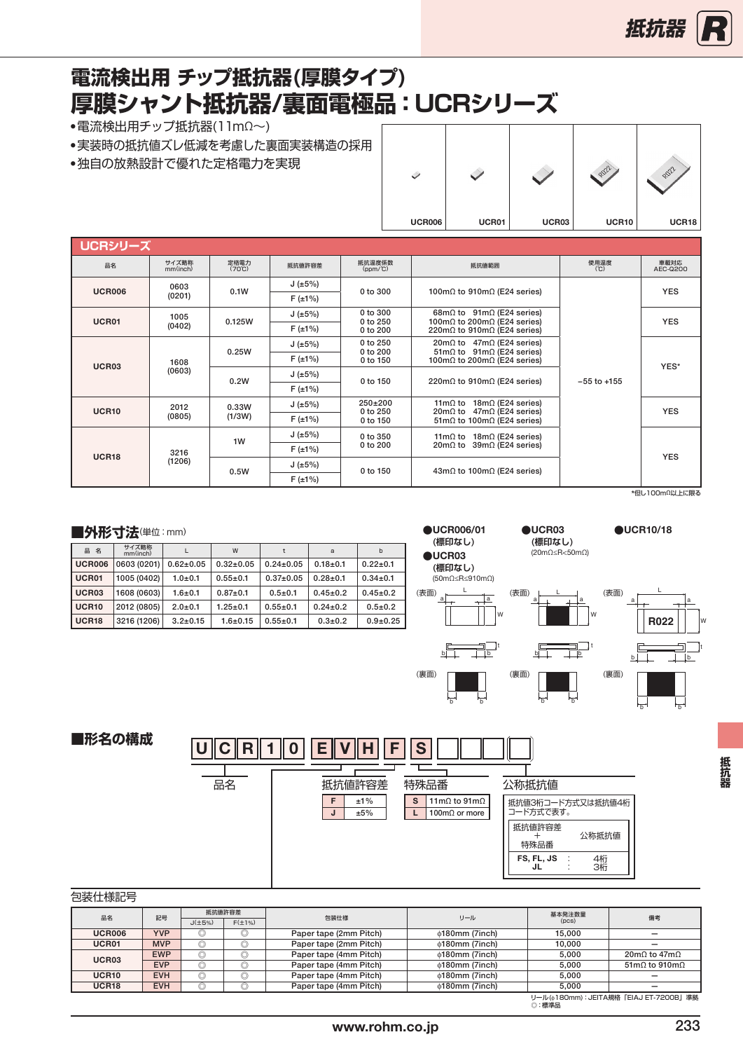# 電流検出用 チップ抵抗器(厚膜タイプ)
# 厚膜シャント抵抗器/裏面電極品：UCRシリーズ

- 電流検出用チップ抵抗器(11mΩ〜)
- 実装時の抵抗値ズレ低減を考慮した裏面実装構造の採用
- 独自の放熱設計で優れた定格電力を実現

UCR006　UCR01　UCR03　UCR10　UCR18

## UCRシリーズ

| 品名 | サイズ略称 mm(inch) | 定格電力 (70℃) | 抵抗値許容差 | 抵抗温度係数 (ppm/℃) | 抵抗値範囲 | 使用温度 (℃) | 車載対応 AEC-Q200 |
|---|---|---|---|---|---|---|---|
| UCR006 | 0603 (0201) | 0.1W | J (±5%) | 0 to 300 | 100mΩ to 910mΩ (E24 series) | −55 to +155 | YES |
| | | | F (±1%) | | | | |
| UCR01 | 1005 (0402) | 0.125W | J (±5%) | 0 to 300<br>0 to 250<br>0 to 200 | 68mΩ to 91mΩ (E24 series)<br>100mΩ to 200mΩ (E24 series)<br>220mΩ to 910mΩ (E24 series) | | YES |
| | | | F (±1%) | | | | |
| UCR03 | 1608 (0603) | 0.25W | J (±5%) | 0 to 250<br>0 to 200<br>0 to 150 | 20mΩ to 47mΩ (E24 series)<br>51mΩ to 91mΩ (E24 series)<br>100mΩ to 200mΩ (E24 series) | | YES* |
| | | | F (±1%) | | | | |
| | | 0.2W | J (±5%) | 0 to 150 | 220mΩ to 910mΩ (E24 series) | | |
| | | | F (±1%) | | | | |
| UCR10 | 2012 (0805) | 0.33W (1/3W) | J (±5%) | 250±200<br>0 to 250<br>0 to 150 | 11mΩ to 18mΩ (E24 series)<br>20mΩ to 47mΩ (E24 series)<br>51mΩ to 100mΩ (E24 series) | | YES |
| | | | F (±1%) | | | | |
| UCR18 | 3216 (1206) | 1W | J (±5%) | 0 to 350<br>0 to 200 | 11mΩ to 18mΩ (E24 series)<br>20mΩ to 39mΩ (E24 series) | | YES |
| | | | F (±1%) | | | | |
| | | 0.5W | J (±5%) | 0 to 150 | 43mΩ to 100mΩ (E24 series) | | |
| | | | F (±1%) | | | | |

*但し100mΩ以上に限る

## ■外形寸法(単位：mm)

| 品 名 | サイズ略称 mm(inch) | L | W | t | a | b |
|---|---|---|---|---|---|---|
| UCR006 | 0603 (0201) | 0.62±0.05 | 0.32±0.05 | 0.24±0.05 | 0.18±0.1 | 0.22±0.1 |
| UCR01 | 1005 (0402) | 1.0±0.1 | 0.55±0.1 | 0.37±0.05 | 0.28±0.1 | 0.34±0.1 |
| UCR03 | 1608 (0603) | 1.6±0.1 | 0.87±0.1 | 0.5±0.1 | 0.45±0.2 | 0.45±0.2 |
| UCR10 | 2012 (0805) | 2.0±0.1 | 1.25±0.1 | 0.55±0.1 | 0.24±0.2 | 0.5±0.2 |
| UCR18 | 3216 (1206) | 3.2±0.15 | 1.6±0.15 | 0.55±0.1 | 0.3±0.2 | 0.9±0.25 |

●UCR006/01 (標印なし)
●UCR03 (標印なし) (50mΩ≦R≦910mΩ)
●UCR03 (標印なし) (20mΩ≦R<50mΩ)
●UCR10/18

(表面)　(裏面)

## ■形名の構成

U C R 1 0 E V H F S □□□□

品名　抵抗値許容差　特殊品番　公称抵抗値

| 抵抗値許容差 | |
|---|---|
| F | ±1% |
| J | ±5% |

| 特殊品番 | |
|---|---|
| S | 11mΩ to 91mΩ |
| L | 100mΩ or more |

公称抵抗値：抵抗値3桁コード方式又は抵抗値4桁コード方式で表します。

| 抵抗値許容差 + 特殊品番 | 公称抵抗値 |
|---|---|
| FS, FL, JS | 4桁 |
| JL | 3桁 |

包装仕様記号

| 品名 | 記号 | 抵抗値許容差 J(±5%) | 抵抗値許容差 F(±1%) | 包装仕様 | リール | 基本発注数量 (pcs) | 備考 |
|---|---|---|---|---|---|---|---|
| UCR006 | YVP | ◎ | ◎ | Paper tape (2mm Pitch) | ϕ180mm (7inch) | 15,000 | − |
| UCR01 | MVP | ◎ | ◎ | Paper tape (2mm Pitch) | ϕ180mm (7inch) | 10,000 | − |
| UCR03 | EWP | ◎ | ◎ | Paper tape (4mm Pitch) | ϕ180mm (7inch) | 5,000 | 20mΩ to 47mΩ |
| | EVP | ◎ | ◎ | Paper tape (4mm Pitch) | ϕ180mm (7inch) | 5,000 | 51mΩ to 910mΩ |
| UCR10 | EVH | ◎ | ◎ | Paper tape (4mm Pitch) | ϕ180mm (7inch) | 5,000 | − |
| UCR18 | EVH | ◎ | ◎ | Paper tape (4mm Pitch) | ϕ180mm (7inch) | 5,000 | − |

リール(ϕ180mm)：JEITA規格「EIAJ ET-7200B」準拠
◎：標準品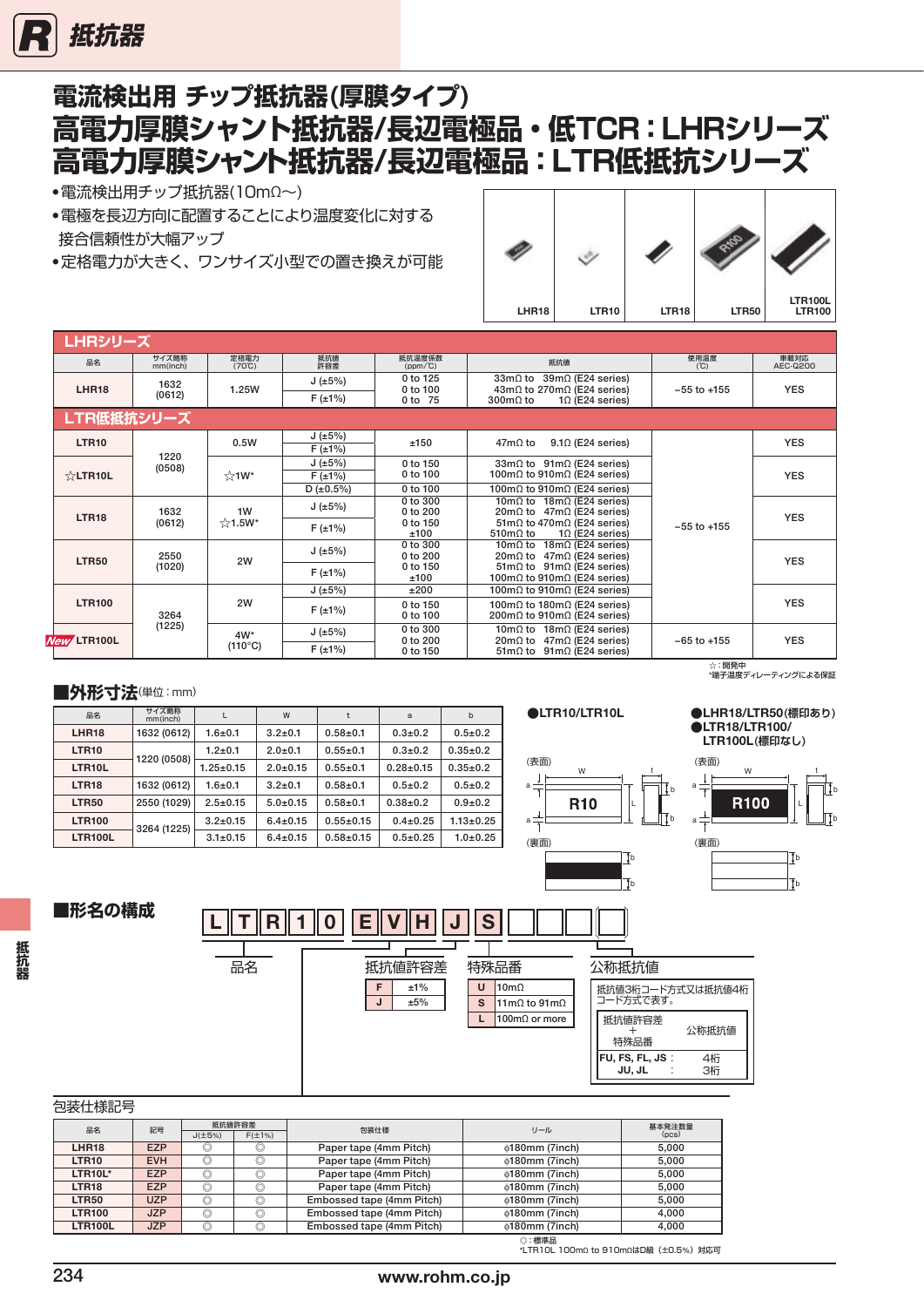# 電流検出用 チップ抵抗器(厚膜タイプ)
# 高電力厚膜シャント抵抗器/長辺電極品・低TCR：LHRシリーズ
# 高電力厚膜シャント抵抗器/長辺電極品：LTR低抵抗シリーズ

- 電流検出用チップ抵抗器(10mΩ〜)
- 電極を長辺方向に配置することにより温度変化に対する接合信頼性が大幅アップ
- 定格電力が大きく、ワンサイズ小型での置き換えが可能

LHR18　LTR10　LTR18　LTR50　LTR100L LTR100

## LHRシリーズ

| 品名 | サイズ略称 mm(inch) | 定格電力 (70℃) | 抵抗値許容差 | 抵抗温度係数 (ppm/℃) | 抵抗値 | 使用温度 (℃) | 車載対応 AEC-Q200 |
|---|---|---|---|---|---|---|---|
| LHR18 | 1632 (0612) | 1.25W | J (±5%) / F (±1%) | 0 to 125<br>0 to 100<br>0 to 75 | 33mΩ to 39mΩ (E24 series)<br>43mΩ to 270mΩ (E24 series)<br>300mΩ to 1Ω (E24 series) | −55 to +155 | YES |

## LTR低抵抗シリーズ

| 品名 | サイズ略称 mm(inch) | 定格電力 (70℃) | 抵抗値許容差 | 抵抗温度係数 (ppm/℃) | 抵抗値 | 使用温度 (℃) | 車載対応 AEC-Q200 |
|---|---|---|---|---|---|---|---|
| LTR10 | 1220 (0508) | 0.5W | J (±5%)<br>F (±1%) | ±150 | 47mΩ to 9.1Ω (E24 series) | −55 to +155 | YES |
| ☆LTR10L | 1220 (0508) | ☆1W* | J (±5%)<br>F (±1%)<br>D (±0.5%) | 0 to 150<br>0 to 100<br>0 to 100 | 33mΩ to 91mΩ (E24 series)<br>100mΩ to 910mΩ (E24 series)<br>100mΩ to 910mΩ (E24 series) | −55 to +155 | YES |
| LTR18 | 1632 (0612) | 1W<br>☆1.5W* | J (±5%)<br>F (±1%) | 0 to 300<br>0 to 200<br>0 to 150<br>±100 | 10mΩ to 18mΩ (E24 series)<br>20mΩ to 47mΩ (E24 series)<br>51mΩ to 470mΩ (E24 series)<br>510mΩ to 1Ω (E24 series) | −55 to +155 | YES |
| LTR50 | 2550 (1020) | 2W | J (±5%)<br>F (±1%) | 0 to 300<br>0 to 200<br>0 to 150<br>±100 | 10mΩ to 18mΩ (E24 series)<br>20mΩ to 47mΩ (E24 series)<br>51mΩ to 91mΩ (E24 series)<br>100mΩ to 910mΩ (E24 series) | −55 to +155 | YES |
| LTR100 | 3264 (1225) | 2W | J (±5%)<br>F (±1%) | ±200<br>0 to 150<br>0 to 100 | 100mΩ to 910mΩ (E24 series)<br>100mΩ to 180mΩ (E24 series)<br>200mΩ to 910mΩ (E24 series) | −55 to +155 | YES |
| New LTR100L | 3264 (1225) | 4W*<br>(110°C) | J (±5%)<br>F (±1%) | 0 to 300<br>0 to 200<br>0 to 150 | 10mΩ to 18mΩ (E24 series)<br>20mΩ to 47mΩ (E24 series)<br>51mΩ to 91mΩ (E24 series) | −65 to +155 | YES |

☆：開発中
*端子温度ディレーティングによる保証

## ■外形寸法(単位：mm)

| 品名 | サイズ略称 mm(inch) | L | W | t | a | b |
|---|---|---|---|---|---|---|
| LHR18 | 1632 (0612) | 1.6±0.1 | 3.2±0.1 | 0.58±0.1 | 0.3±0.2 | 0.5±0.2 |
| LTR10 | 1220 (0508) | 1.2±0.1 | 2.0±0.1 | 0.55±0.1 | 0.3±0.2 | 0.35±0.2 |
| LTR10L | 1220 (0508) | 1.25±0.15 | 2.0±0.15 | 0.55±0.1 | 0.28±0.15 | 0.35±0.2 |
| LTR18 | 1632 (0612) | 1.6±0.1 | 3.2±0.1 | 0.58±0.1 | 0.5±0.2 | 0.5±0.2 |
| LTR50 | 2550 (1029) | 2.5±0.15 | 5.0±0.15 | 0.58±0.1 | 0.38±0.2 | 0.9±0.2 |
| LTR100 | 3264 (1225) | 3.2±0.15 | 6.4±0.15 | 0.55±0.15 | 0.4±0.25 | 1.13±0.25 |
| LTR100L | 3264 (1225) | 3.1±0.15 | 6.4±0.15 | 0.58±0.15 | 0.5±0.25 | 1.0±0.25 |

●LTR10/LTR10L

(表面) R10　(裏面)

●LHR18/LTR50(標印あり)
●LTR18/LTR100/LTR100L(標印なし)

(表面) R100　(裏面)

## ■形名の構成

L T R 1 0 E V H J S □□□□

品名

抵抗値許容差

| F | ±1% |
|---|---|
| J | ±5% |

特殊品番

| U | 10mΩ |
|---|---|
| S | 11mΩ to 91mΩ |
| L | 100mΩ or more |

公称抵抗値

抵抗値3桁コード方式又は抵抗値4桁コード方式で表す。

| 抵抗値許容差 ＋ 特殊品番 | 公称抵抗値 |
|---|---|
| FU, FS, FL, JS： | 4桁 |
| JU, JL： | 3桁 |

包装仕様記号

| 品名 | 記号 | 抵抗値許容差 J(±5%) | F(±1%) | 包装仕様 | リール | 基本発注数量 (pcs) |
|---|---|---|---|---|---|---|
| LHR18 | EZP | ◎ | ◎ | Paper tape (4mm Pitch) | φ180mm (7inch) | 5,000 |
| LTR10 | EVH | ◎ | ◎ | Paper tape (4mm Pitch) | φ180mm (7inch) | 5,000 |
| LTR10L* | EZP | ◎ | ◎ | Paper tape (4mm Pitch) | φ180mm (7inch) | 5,000 |
| LTR18 | EZP | ◎ | ◎ | Paper tape (4mm Pitch) | φ180mm (7inch) | 5,000 |
| LTR50 | UZP | ◎ | ◎ | Embossed tape (4mm Pitch) | φ180mm (7inch) | 5,000 |
| LTR100 | JZP | ◎ | ◎ | Embossed tape (4mm Pitch) | φ180mm (7inch) | 4,000 |
| LTR100L | JZP | ◎ | ◎ | Embossed tape (4mm Pitch) | φ180mm (7inch) | 4,000 |

◎：標準品
*LTR10L 100mΩ to 910mΩはD級（±0.5%）対応可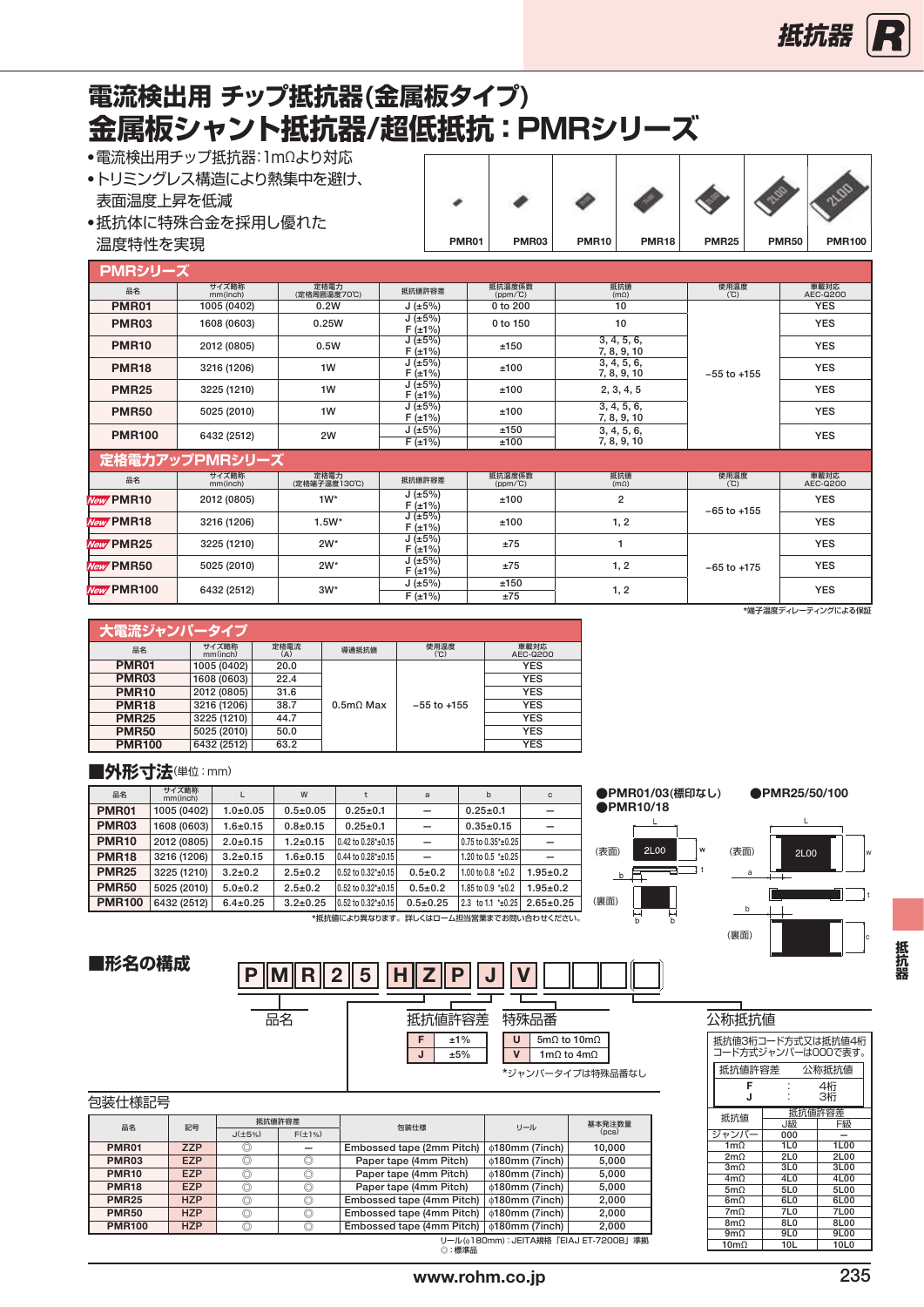# 電流検出用 チップ抵抗器(金属板タイプ)
# 金属板シャント抵抗器/超低抵抗：PMRシリーズ

- 電流検出用チップ抵抗器：1mΩより対応
- トリミングレス構造により熱集中を避け、表面温度上昇を低減
- 抵抗体に特殊合金を採用し優れた温度特性を実現

PMR01　PMR03　PMR10　PMR18　PMR25　PMR50　PMR100

## PMRシリーズ

| 品名 | サイズ略称 mm(inch) | 定格電力 (定格周囲温度70℃) | 抵抗値許容差 | 抵抗温度係数 (ppm/℃) | 抵抗値 (mΩ) | 使用温度 (℃) | 車載対応 AEC-Q200 |
|---|---|---|---|---|---|---|---|
| PMR01 | 1005 (0402) | 0.2W | J (±5%) | 0 to 200 | 10 | −55 to +155 | YES |
| PMR03 | 1608 (0603) | 0.25W | J (±5%) F (±1%) | 0 to 150 | 10 | | YES |
| PMR10 | 2012 (0805) | 0.5W | J (±5%) F (±1%) | ±150 | 3, 4, 5, 6, 7, 8, 9, 10 | | YES |
| PMR18 | 3216 (1206) | 1W | J (±5%) F (±1%) | ±100 | 3, 4, 5, 6, 7, 8, 9, 10 | | YES |
| PMR25 | 3225 (1210) | 1W | J (±5%) F (±1%) | ±100 | 2, 3, 4, 5 | | YES |
| PMR50 | 5025 (2010) | 1W | J (±5%) F (±1%) | ±100 | 3, 4, 5, 6, 7, 8, 9, 10 | | YES |
| PMR100 | 6432 (2512) | 2W | J (±5%) / F (±1%) | ±150 / ±100 | 3, 4, 5, 6, 7, 8, 9, 10 | | YES |

## 定格電力アップPMRシリーズ

| 品名 | サイズ略称 mm(inch) | 定格電力 (定格端子温度130℃) | 抵抗値許容差 | 抵抗温度係数 (ppm/℃) | 抵抗値 (mΩ) | 使用温度 (℃) | 車載対応 AEC-Q200 |
|---|---|---|---|---|---|---|---|
| New PMR10 | 2012 (0805) | 1W* | J (±5%) F (±1%) | ±100 | 2 | −65 to +155 | YES |
| New PMR18 | 3216 (1206) | 1.5W* | J (±5%) F (±1%) | ±100 | 1, 2 | | YES |
| New PMR25 | 3225 (1210) | 2W* | J (±5%) F (±1%) | ±75 | 1 | −65 to +175 | YES |
| New PMR50 | 5025 (2010) | 2W* | J (±5%) F (±1%) | ±75 | 1, 2 | | YES |
| New PMR100 | 6432 (2512) | 3W* | J (±5%) / F (±1%) | ±150 / ±75 | 1, 2 | | YES |

*端子温度ディレーティングによる保証

## 大電流ジャンパータイプ

| 品名 | サイズ略称 mm(inch) | 定格電流 (A) | 導通抵抗値 | 使用温度 (℃) | 車載対応 AEC-Q200 |
|---|---|---|---|---|---|
| PMR01 | 1005 (0402) | 20.0 | 0.5mΩ Max | −55 to +155 | YES |
| PMR03 | 1608 (0603) | 22.4 | | | YES |
| PMR10 | 2012 (0805) | 31.6 | | | YES |
| PMR18 | 3216 (1206) | 38.7 | | | YES |
| PMR25 | 3225 (1210) | 44.7 | | | YES |
| PMR50 | 5025 (2010) | 50.0 | | | YES |
| PMR100 | 6432 (2512) | 63.2 | | | YES |

## ■外形寸法(単位：mm)

| 品名 | サイズ略称 mm(inch) | L | W | t | a | b | c |
|---|---|---|---|---|---|---|---|
| PMR01 | 1005 (0402) | 1.0±0.05 | 0.5±0.05 | 0.25±0.1 | — | 0.25±0.1 | — |
| PMR03 | 1608 (0603) | 1.6±0.15 | 0.8±0.15 | 0.25±0.1 | — | 0.35±0.15 | — |
| PMR10 | 2012 (0805) | 2.0±0.15 | 1.2±0.15 | 0.42 to 0.28*±0.15 | — | 0.75 to 0.35*±0.25 | — |
| PMR18 | 3216 (1206) | 3.2±0.15 | 1.6±0.15 | 0.44 to 0.28*±0.15 | — | 1.20 to 0.5 *±0.25 | — |
| PMR25 | 3225 (1210) | 3.2±0.2 | 2.5±0.2 | 0.52 to 0.32*±0.15 | 0.5±0.2 | 1.00 to 0.8 *±0.2 | 1.95±0.2 |
| PMR50 | 5025 (2010) | 5.0±0.2 | 2.5±0.2 | 0.52 to 0.32*±0.15 | 0.5±0.2 | 1.85 to 0.9 *±0.2 | 1.95±0.2 |
| PMR100 | 6432 (2512) | 6.4±0.25 | 3.2±0.25 | 0.52 to 0.32*±0.15 | 0.5±0.25 | 2.3 to 1.1 *±0.25 | 2.65±0.25 |

*抵抗値により異なります。詳しくはローム担当営業までお問い合わせください。

●PMR01/03(標印なし)
●PMR10/18

(表面)　2L00　W　L　t　b
(裏面)　b　b

●PMR25/50/100

(表面)　2L00　W　L　a　t
(裏面)　b　c

## ■形名の構成

P M R 2 5　H Z P　J　V　□□□□

品名　　包装仕様記号　　抵抗値許容差　　特殊品番　　公称抵抗値

**抵抗値許容差**

| F | ±1% |
|---|---|
| J | ±5% |

**特殊品番**

| U | 5mΩ to 10mΩ |
|---|---|
| V | 1mΩ to 4mΩ |

*ジャンパータイプは特殊品番なし

**公称抵抗値**

抵抗値3桁コード方式又は抵抗値4桁コード方式ジャンパーは000です。

| 抵抗値許容差 | 公称抵抗値 |
|---|---|
| F | 4桁 |
| J | 3桁 |

| 抵抗値 | J級 | F級 |
|---|---|---|
| ジャンパー | 000 | — |
| 1mΩ | 1L0 | 1L00 |
| 2mΩ | 2L0 | 2L00 |
| 3mΩ | 3L0 | 3L00 |
| 4mΩ | 4L0 | 4L00 |
| 5mΩ | 5L0 | 5L00 |
| 6mΩ | 6L0 | 6L00 |
| 7mΩ | 7L0 | 7L00 |
| 8mΩ | 8L0 | 8L00 |
| 9mΩ | 9L0 | 9L00 |
| 10mΩ | 10L | 10L0 |

**包装仕様記号**

| 品名 | 記号 | 抵抗値許容差 J(±5%) | 抵抗値許容差 F(±1%) | 包装仕様 | リール | 基本発注数量 (pcs) |
|---|---|---|---|---|---|---|
| PMR01 | ZZP | ◎ | — | Embossed tape (2mm Pitch) | φ180mm (7inch) | 10,000 |
| PMR03 | EZP | ◎ | ◎ | Paper tape (4mm Pitch) | φ180mm (7inch) | 5,000 |
| PMR10 | EZP | ◎ | ◎ | Paper tape (4mm Pitch) | φ180mm (7inch) | 5,000 |
| PMR18 | EZP | ◎ | ◎ | Paper tape (4mm Pitch) | φ180mm (7inch) | 5,000 |
| PMR25 | HZP | ◎ | ◎ | Embossed tape (4mm Pitch) | φ180mm (7inch) | 2,000 |
| PMR50 | HZP | ◎ | ◎ | Embossed tape (4mm Pitch) | φ180mm (7inch) | 2,000 |
| PMR100 | HZP | ◎ | ◎ | Embossed tape (4mm Pitch) | φ180mm (7inch) | 2,000 |

リール(φ180mm)：JEITA規格「EIAJ ET-7200B」準拠
◎：標準品

www.rohm.co.jp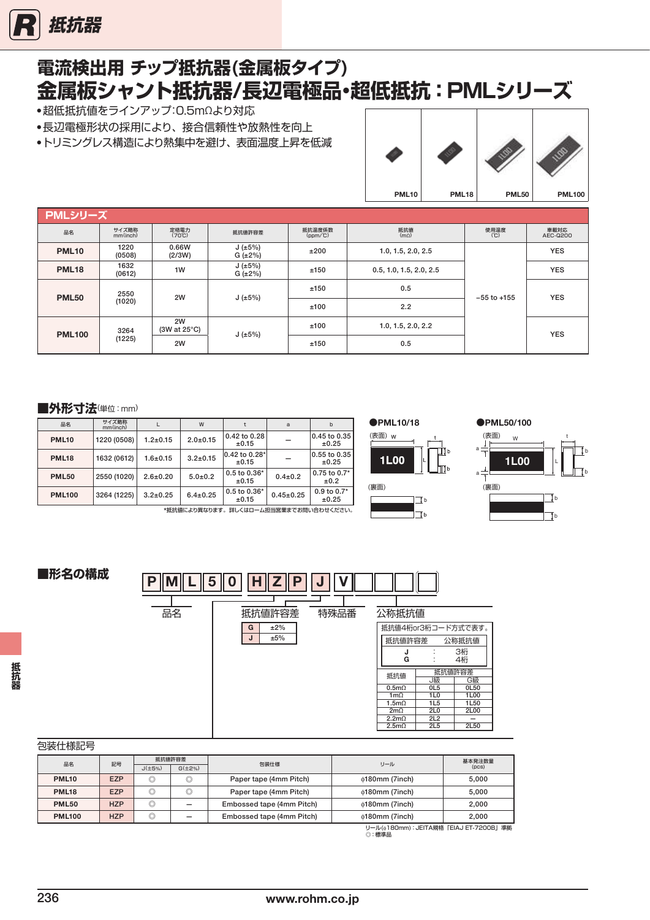# 電流検出用 チップ抵抗器(金属板タイプ)
# 金属板シャント抵抗器/長辺電極品•超低抵抗：PMLシリーズ

- 超低抵抗値をラインアップ:0.5mΩより対応
- 長辺電極形状の採用により、接合信頼性や放熱性を向上
- トリミングレス構造により熱集中を避け、表面温度上昇を低減

PML10　PML18　PML50　PML100

## PMLシリーズ

| 品名 | サイズ略称 mm(inch) | 定格電力 (70℃) | 抵抗値許容差 | 抵抗温度係数 (ppm/℃) | 抵抗値 (mΩ) | 使用温度 (℃) | 車載対応 AEC-Q200 |
|---|---|---|---|---|---|---|---|
| PML10 | 1220 (0508) | 0.66W (2/3W) | J (±5%) G (±2%) | ±200 | 1.0, 1.5, 2.0, 2.5 | −55 to +155 | YES |
| PML18 | 1632 (0612) | 1W | J (±5%) G (±2%) | ±150 | 0.5, 1.0, 1.5, 2.0, 2.5 | | YES |
| PML50 | 2550 (1020) | 2W | J (±5%) | ±150 | 0.5 | | YES |
| | | | | ±100 | 2.2 | | |
| PML100 | 3264 (1225) | 2W (3W at 25°C) | J (±5%) | ±100 | 1.0, 1.5, 2.0, 2.2 | | YES |
| | | 2W | | ±150 | 0.5 | | |

## ■外形寸法(単位：mm)

| 品名 | サイズ略称 mm(inch) | L | W | t | a | b |
|---|---|---|---|---|---|---|
| PML10 | 1220 (0508) | 1.2±0.15 | 2.0±0.15 | 0.42 to 0.28 ±0.15 | — | 0.45 to 0.35 ±0.25 |
| PML18 | 1632 (0612) | 1.6±0.15 | 3.2±0.15 | 0.42 to 0.28* ±0.15 | — | 0.55 to 0.35 ±0.25 |
| PML50 | 2550 (1020) | 2.6±0.20 | 5.0±0.2 | 0.5 to 0.36* ±0.15 | 0.4±0.2 | 0.75 to 0.7* ±0.2 |
| PML100 | 3264 (1225) | 3.2±0.25 | 6.4±0.25 | 0.5 to 0.36* ±0.15 | 0.45±0.25 | 0.9 to 0.7* ±0.2 |

*抵抗値により異なります。詳しくはローム担当営業までお問い合わせください。

●PML10/18　(表面)　(裏面)　1L00

●PML50/100　(表面)　(裏面)　1L00

## ■形名の構成

P M L 5 0 H Z P J V □ □ □ □

品名　抵抗値許容差　特殊品番　公称抵抗値

| | |
|---|---|
| G | ±2% |
| J | ±5% |

抵抗値4桁or3桁コード方式です。

| 抵抗値許容差 | | 公称抵抗値 |
|---|---|---|
| J | : | 3桁 |
| G | : | 4桁 |

| 抵抗値 | 抵抗値許容差 J級 | 抵抗値許容差 G級 |
|---|---|---|
| 0.5mΩ | 0L5 | 0L50 |
| 1mΩ | 1L0 | 1L00 |
| 1.5mΩ | 1L5 | 1L50 |
| 2mΩ | 2L0 | 2L00 |
| 2.2mΩ | 2L2 | — |
| 2.5mΩ | 2L5 | 2L50 |

包装仕様記号

| 品名 | 記号 | 抵抗値許容差 J(±5%) | 抵抗値許容差 G(±2%) | 包装仕様 | リール | 基本発注数量 (pcs) |
|---|---|---|---|---|---|---|
| PML10 | EZP | ◎ | ◎ | Paper tape (4mm Pitch) | φ180mm (7inch) | 5,000 |
| PML18 | EZP | ◎ | ◎ | Paper tape (4mm Pitch) | φ180mm (7inch) | 5,000 |
| PML50 | HZP | ◎ | — | Embossed tape (4mm Pitch) | φ180mm (7inch) | 2,000 |
| PML100 | HZP | ◎ | — | Embossed tape (4mm Pitch) | φ180mm (7inch) | 2,000 |

リール(φ180mm)：JEITA規格「EIAJ ET-7200B」準拠
◎：標準品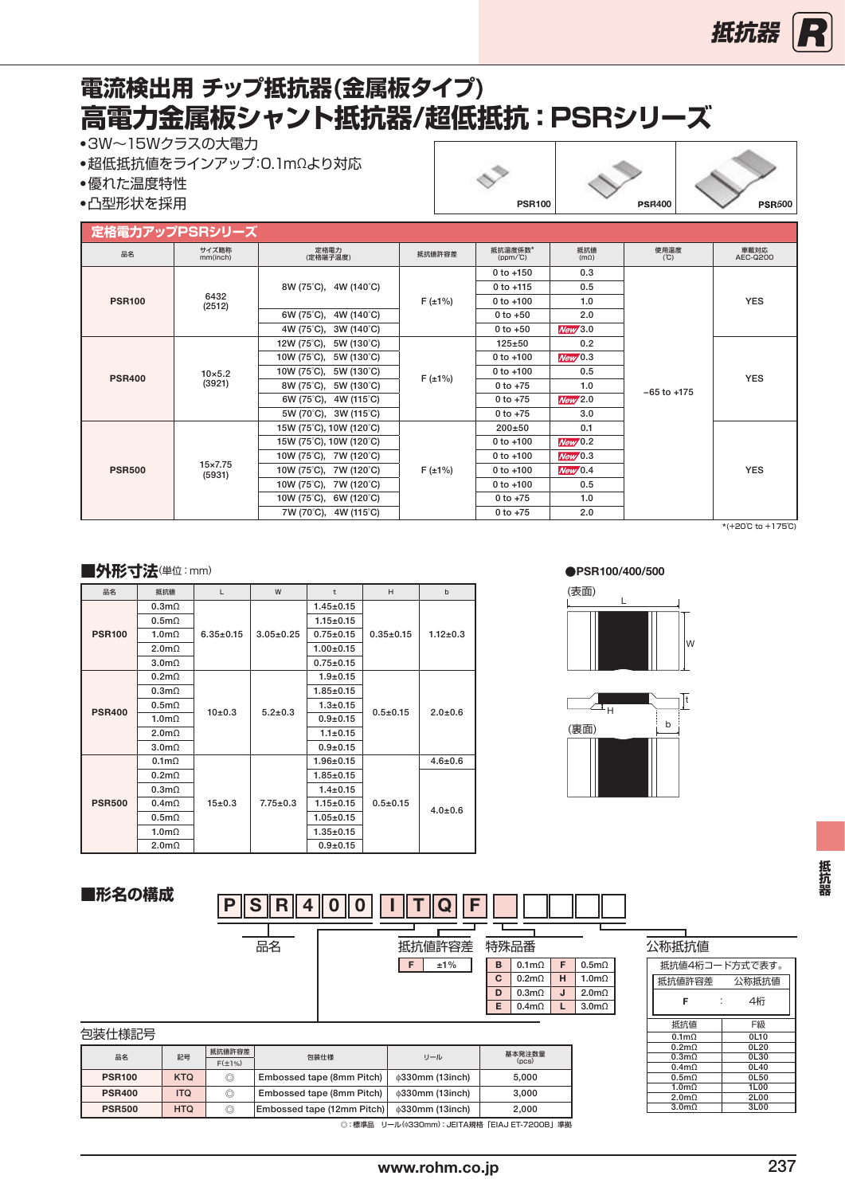# 電流検出用 チップ抵抗器(金属板タイプ)
# 高電力金属板シャント抵抗器/超低抵抗：PSRシリーズ

- 3W〜15Wクラスの大電力
- 超低抵抗値をラインアップ:0.1mΩより対応
- 優れた温度特性
- 凸型形状を採用

PSR100　PSR400　PSR500

## 定格電力アップPSRシリーズ

| 品名 | サイズ略称 mm(inch) | 定格電力 (定格端子温度) | 抵抗値許容差 | 抵抗温度係数* (ppm/℃) | 抵抗値 (mΩ) | 使用温度 (℃) | 車載対応 AEC-Q200 |
|---|---|---|---|---|---|---|---|
| PSR100 | 6432 (2512) | 8W (75℃), 4W (140℃) | F (±1%) | 0 to +150 | 0.3 | −65 to +175 | YES |
| | | 8W (75℃), 4W (140℃) | | 0 to +115 | 0.5 | | |
| | | 8W (75℃), 4W (140℃) | | 0 to +100 | 1.0 | | |
| | | 6W (75℃), 4W (140℃) | | 0 to +50 | 2.0 | | |
| | | 4W (75℃), 3W (140℃) | | 0 to +50 | New 3.0 | | |
| PSR400 | 10×5.2 (3921) | 12W (75℃), 5W (130℃) | F (±1%) | 125±50 | 0.2 | | YES |
| | | 10W (75℃), 5W (130℃) | | 0 to +100 | New 0.3 | | |
| | | 10W (75℃), 5W (130℃) | | 0 to +100 | 0.5 | | |
| | | 8W (75℃), 5W (130℃) | | 0 to +75 | 1.0 | | |
| | | 6W (75℃), 4W (115℃) | | 0 to +75 | New 2.0 | | |
| | | 5W (70℃), 3W (115℃) | | 0 to +75 | 3.0 | | |
| PSR500 | 15×7.75 (5931) | 15W (75℃), 10W (120℃) | F (±1%) | 200±50 | 0.1 | | YES |
| | | 15W (75℃), 10W (120℃) | | 0 to +100 | New 0.2 | | |
| | | 10W (75℃), 7W (120℃) | | 0 to +100 | New 0.3 | | |
| | | 10W (75℃), 7W (120℃) | | 0 to +100 | New 0.4 | | |
| | | 10W (75℃), 7W (120℃) | | 0 to +100 | 0.5 | | |
| | | 10W (75℃), 6W (120℃) | | 0 to +75 | 1.0 | | |
| | | 7W (70℃), 4W (115℃) | | 0 to +75 | 2.0 | | |

*(+20℃ to +175℃)

## ■外形寸法(単位：mm)

| 品名 | 抵抗値 | L | W | t | H | b |
|---|---|---|---|---|---|---|
| PSR100 | 0.3mΩ | 6.35±0.15 | 3.05±0.25 | 1.45±0.15 | 0.35±0.15 | 1.12±0.3 |
| | 0.5mΩ | | | 1.15±0.15 | | |
| | 1.0mΩ | | | 0.75±0.15 | | |
| | 2.0mΩ | | | 1.00±0.15 | | |
| | 3.0mΩ | | | 0.75±0.15 | | |
| PSR400 | 0.2mΩ | 10±0.3 | 5.2±0.3 | 1.9±0.15 | 0.5±0.15 | 2.0±0.6 |
| | 0.3mΩ | | | 1.85±0.15 | | |
| | 0.5mΩ | | | 1.3±0.15 | | |
| | 1.0mΩ | | | 0.9±0.15 | | |
| | 2.0mΩ | | | 1.1±0.15 | | |
| | 3.0mΩ | | | 0.9±0.15 | | |
| PSR500 | 0.1mΩ | 15±0.3 | 7.75±0.3 | 1.96±0.15 | 0.5±0.15 | 4.6±0.6 |
| | 0.2mΩ | | | 1.85±0.15 | | 4.0±0.6 |
| | 0.3mΩ | | | 1.4±0.15 | | |
| | 0.4mΩ | | | 1.15±0.15 | | |
| | 0.5mΩ | | | 1.05±0.15 | | |
| | 1.0mΩ | | | 1.35±0.15 | | |
| | 2.0mΩ | | | 0.9±0.15 | | |

●PSR100/400/500

(表面)　L　W　t　H　b

(裏面)

## ■形名の構成

P S R 4 0 0　I T Q　F　□□□□□

品名　　抵抗値許容差　　特殊品番　　公称抵抗値

| 抵抗値許容差 | |
|---|---|
| F | ±1% |

| 特殊品番 | | | |
|---|---|---|---|
| B | 0.1mΩ | F | 0.5mΩ |
| C | 0.2mΩ | H | 1.0mΩ |
| D | 0.3mΩ | J | 2.0mΩ |
| E | 0.4mΩ | L | 3.0mΩ |

公称抵抗値

抵抗値4桁コード方式です。

| 抵抗値許容差 | 公称抵抗値 |
|---|---|
| F | 4桁 |

| 抵抗値 | F級 |
|---|---|
| 0.1mΩ | 0L10 |
| 0.2mΩ | 0L20 |
| 0.3mΩ | 0L30 |
| 0.4mΩ | 0L40 |
| 0.5mΩ | 0L50 |
| 1.0mΩ | 1L00 |
| 2.0mΩ | 2L00 |
| 3.0mΩ | 3L00 |

包装仕様記号

| 品名 | 記号 | 抵抗値許容差 F(±1%) | 包装仕様 | リール | 基本発注数量 (pcs) |
|---|---|---|---|---|---|
| PSR100 | KTQ | ◎ | Embossed tape (8mm Pitch) | ϕ330mm (13inch) | 5,000 |
| PSR400 | ITQ | ◎ | Embossed tape (8mm Pitch) | ϕ330mm (13inch) | 3,000 |
| PSR500 | HTQ | ◎ | Embossed tape (12mm Pitch) | ϕ330mm (13inch) | 2,000 |

◎：標準品　リール(ϕ330mm)：JEITA規格「EIAJ ET-7200B」準拠

www.rohm.co.jp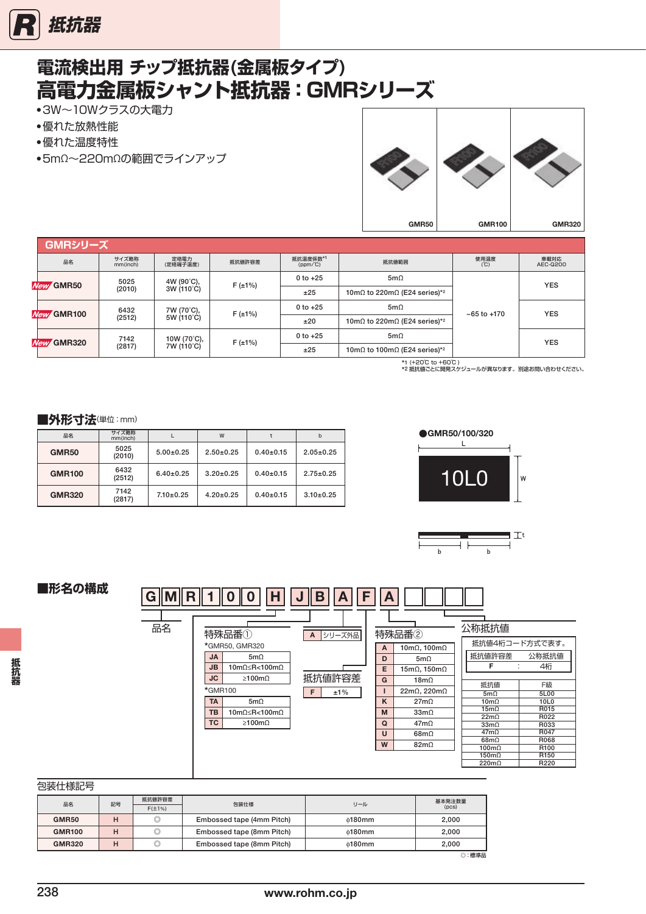# 電流検出用 チップ抵抗器(金属板タイプ)
# 高電力金属板シャント抵抗器：GMRシリーズ

- 3W〜10Wクラスの大電力
- 優れた放熱性能
- 優れた温度特性
- 5mΩ〜220mΩの範囲でラインアップ

GMR50　GMR100　GMR320

## GMRシリーズ

| 品名 | サイズ略称 mm(inch) | 定格電力 (定格端子温度) | 抵抗値許容差 | 抵抗温度係数*1 (ppm/℃) | 抵抗値範囲 | 使用温度 (℃) | 車載対応 AEC-Q200 |
|---|---|---|---|---|---|---|---|
| New GMR50 | 5025 (2010) | 4W (90℃), 3W (110℃) | F (±1%) | 0 to +25 | 5mΩ | −65 to +170 | YES |
| | | | | ±25 | 10mΩ to 220mΩ (E24 series)*2 | | |
| New GMR100 | 6432 (2512) | 7W (70℃), 5W (110℃) | F (±1%) | 0 to +25 | 5mΩ | | YES |
| | | | | ±20 | 10mΩ to 220mΩ (E24 series)*2 | | |
| New GMR320 | 7142 (2817) | 10W (70℃), 7W (110℃) | F (±1%) | 0 to +25 | 5mΩ | | YES |
| | | | | ±25 | 10mΩ to 100mΩ (E24 series)*2 | | |

*1 (+20℃ to +60℃)
*2 抵抗値ごとに開発スケジュールが異なります。別途お問い合わせください。

## ■外形寸法(単位：mm)

| 品名 | サイズ略称 mm(inch) | L | W | t | b |
|---|---|---|---|---|---|
| GMR50 | 5025 (2010) | 5.00±0.25 | 2.50±0.25 | 0.40±0.15 | 2.05±0.25 |
| GMR100 | 6432 (2512) | 6.40±0.25 | 3.20±0.25 | 0.40±0.15 | 2.75±0.25 |
| GMR320 | 7142 (2817) | 7.10±0.25 | 4.20±0.25 | 0.40±0.15 | 3.10±0.25 |

●GMR50/100/320

(図：L、W、t、b、表示 10L0)

## ■形名の構成

G M R 1 0 0 H J B A F A □□□□

品名

**特殊品番①**

*GMR50, GMR320

| | |
|---|---|
| JA | 5mΩ |
| JB | 10mΩ≤R<100mΩ |
| JC | ≥100mΩ |

*GMR100

| | |
|---|---|
| TA | 5mΩ |
| TB | 10mΩ≤R<100mΩ |
| TC | ≥100mΩ |

| | |
|---|---|
| A | シリーズ外品 |

**抵抗値許容差**

| | |
|---|---|
| F | ±1% |

**特殊品番②**

| | |
|---|---|
| A | 10mΩ, 100mΩ |
| D | 5mΩ |
| E | 15mΩ, 150mΩ |
| G | 18mΩ |
| I | 22mΩ, 220mΩ |
| K | 27mΩ |
| M | 33mΩ |
| Q | 47mΩ |
| U | 68mΩ |
| W | 82mΩ |

**公称抵抗値**

抵抗値4桁コード方式です。

| 抵抗値許容差 | 公称抵抗値 |
|---|---|
| F | 4桁 |

| 抵抗値 | F級 |
|---|---|
| 5mΩ | 5L00 |
| 10mΩ | 10L0 |
| 15mΩ | R015 |
| 22mΩ | R022 |
| 33mΩ | R033 |
| 47mΩ | R047 |
| 68mΩ | R068 |
| 100mΩ | R100 |
| 150mΩ | R150 |
| 220mΩ | R220 |

包装仕様記号

| 品名 | 記号 | 抵抗値許容差 F(±1%) | 包装仕様 | リール | 基本発注数量 (pcs) |
|---|---|---|---|---|---|
| GMR50 | H | ◎ | Embossed tape (4mm Pitch) | φ180mm | 2,000 |
| GMR100 | H | ◎ | Embossed tape (8mm Pitch) | φ180mm | 2,000 |
| GMR320 | H | ◎ | Embossed tape (8mm Pitch) | φ180mm | 2,000 |

◎：標準品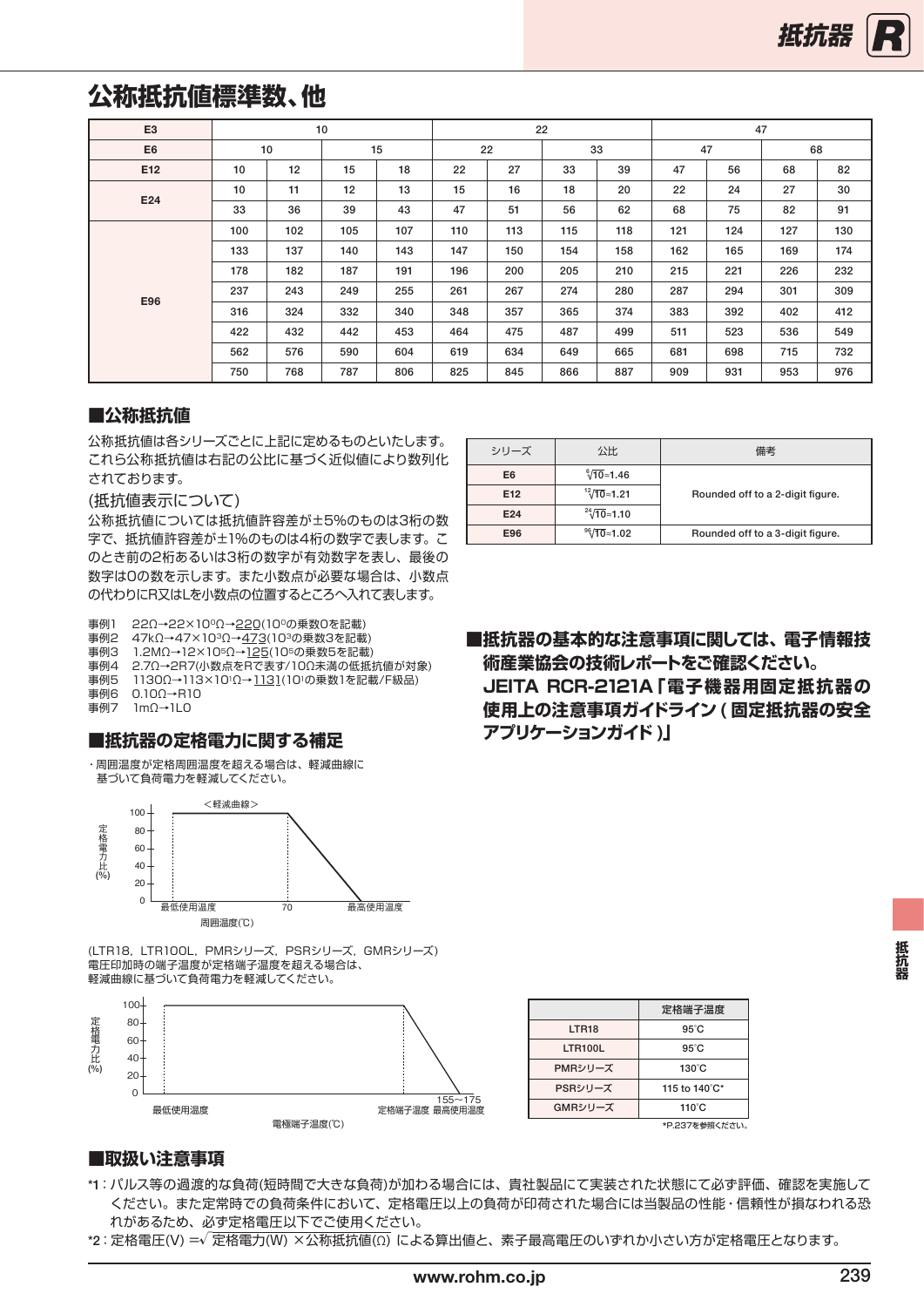# 公称抵抗値標準数、他

| E3 | 10 | | | | 22 | | | | 47 | | | |
|---|---|---|---|---|---|---|---|---|---|---|---|---|
| E6 | 10 | | 15 | | 22 | | 33 | | 47 | | 68 | |
| E12 | 10 | 12 | 15 | 18 | 22 | 27 | 33 | 39 | 47 | 56 | 68 | 82 |
| E24 | 10 | 11 | 12 | 13 | 15 | 16 | 18 | 20 | 22 | 24 | 27 | 30 |
| | 33 | 36 | 39 | 43 | 47 | 51 | 56 | 62 | 68 | 75 | 82 | 91 |
| E96 | 100 | 102 | 105 | 107 | 110 | 113 | 115 | 118 | 121 | 124 | 127 | 130 |
| | 133 | 137 | 140 | 143 | 147 | 150 | 154 | 158 | 162 | 165 | 169 | 174 |
| | 178 | 182 | 187 | 191 | 196 | 200 | 205 | 210 | 215 | 221 | 226 | 232 |
| | 237 | 243 | 249 | 255 | 261 | 267 | 274 | 280 | 287 | 294 | 301 | 309 |
| | 316 | 324 | 332 | 340 | 348 | 357 | 365 | 374 | 383 | 392 | 402 | 412 |
| | 422 | 432 | 442 | 453 | 464 | 475 | 487 | 499 | 511 | 523 | 536 | 549 |
| | 562 | 576 | 590 | 604 | 619 | 634 | 649 | 665 | 681 | 698 | 715 | 732 |
| | 750 | 768 | 787 | 806 | 825 | 845 | 866 | 887 | 909 | 931 | 953 | 976 |

## ■公称抵抗値

公称抵抗値は各シリーズごとに上記に定めるものといたします。これら公称抵抗値は右記の公比に基づく近似値により数列化されております。

(抵抗値表示について)

公称抵抗値については抵抗値許容差が±5%のものは3桁の数字で、抵抗値許容差が±1%のものは4桁の数字で表します。このとき前の2桁あるいは3桁の数字が有効数字を表し、最後の数字は0の数を示します。また小数点が必要な場合は、小数点の代わりにR又はLを小数点の位置するところへ入れて表します。

| シリーズ | 公比 | 備考 |
|---|---|---|
| E6 | $\sqrt[6]{10}$=1.46 | Rounded off to a 2-digit figure. |
| E12 | $\sqrt[12]{10}$=1.21 | |
| E24 | $\sqrt[24]{10}$=1.10 | |
| E96 | $\sqrt[96]{10}$=1.02 | Rounded off to a 3-digit figure. |

事例1　22Ω→22×10⁰Ω→220(10⁰の乗数0を記載)
事例2　47kΩ→47×10³Ω→473(10³の乗数3を記載)
事例3　1.2MΩ→12×10⁵Ω→125(10⁵の乗数5を記載)
事例4　2.7Ω→2R7(小数点をRで表す/10Ω未満の低抵抗値が対象)
事例5　1130Ω→113×10¹Ω→1131(10¹の乗数1を記載/F級品)
事例6　0.10Ω→R10
事例7　1mΩ→1L0

**■抵抗器の基本的な注意事項に関しては、電子情報技術産業協会の技術レポートをご確認ください。JEITA RCR-2121A「電子機器用固定抵抗器の使用上の注意事項ガイドライン(固定抵抗器の安全アプリケーションガイド)」**

## ■抵抗器の定格電力に関する補足

・周囲温度が定格周囲温度を超える場合は、軽減曲線に基づいて負荷電力を軽減してください。

<軽減曲線>
定格電力比(%)
100
80
60
40
20
0
最低使用温度
70
最高使用温度
周囲温度(℃)

(LTR18, LTR100L, PMRシリーズ, PSRシリーズ, GMRシリーズ)
電圧印加時の端子温度が定格端子温度を超える場合は、軽減曲線に基づいて負荷電力を軽減してください。

定格電力比(%)
100
80
60
40
20
0
最低使用温度
155〜175
定格端子温度 最高使用温度
電極端子温度(℃)

| | 定格端子温度 |
|---|---|
| LTR18 | 95℃ |
| LTR100L | 95℃ |
| PMRシリーズ | 130℃ |
| PSRシリーズ | 115 to 140℃* |
| GMRシリーズ | 110℃ |

*P.237を参照ください。

## ■取扱い注意事項

*1：パルス等の過渡的な負荷(短時間で大きな負荷)が加わる場合には、貴社製品にて実装された状態にて必ず評価、確認を実施してください。また定常時での負荷条件において、定格電圧以上の負荷が印荷された場合には当製品の性能・信頼性が損なわれる恐れがあるため、必ず定格電圧以下でご使用ください。

*2：定格電圧(V) =$\sqrt{\text{定格電力(W)} \times \text{公称抵抗値}(\Omega)}$ による算出値と、素子最高電圧のいずれか小さい方が定格電圧となります。